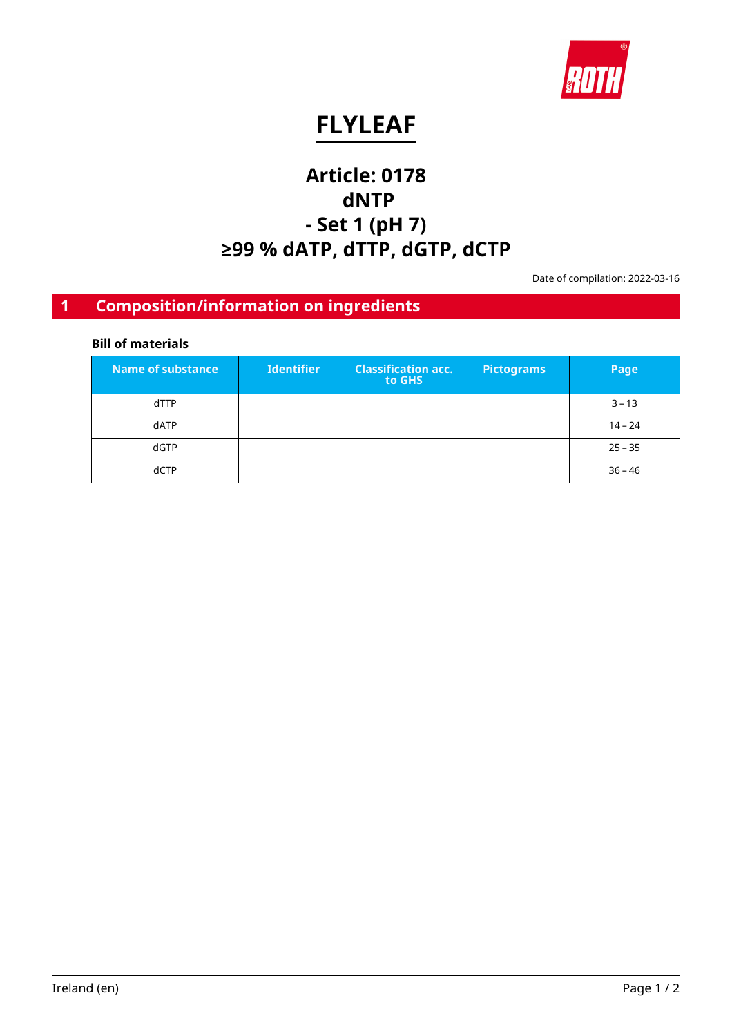# FLYLEAF

## Article: 0178
## dNTP
## - Set 1 (pH 7)
## ≥99 % dATP, dTTP, dGTP, dCTP

Date of compilation: 2022-03-16

## 1 Composition/information on ingredients

**Bill of materials**

| Name of substance | Identifier | Classification acc. to GHS | Pictograms | Page |
|---|---|---|---|---|
| dTTP | | | | 3 – 13 |
| dATP | | | | 14 – 24 |
| dGTP | | | | 25 – 35 |
| dCTP | | | | 36 – 46 |

Ireland (en)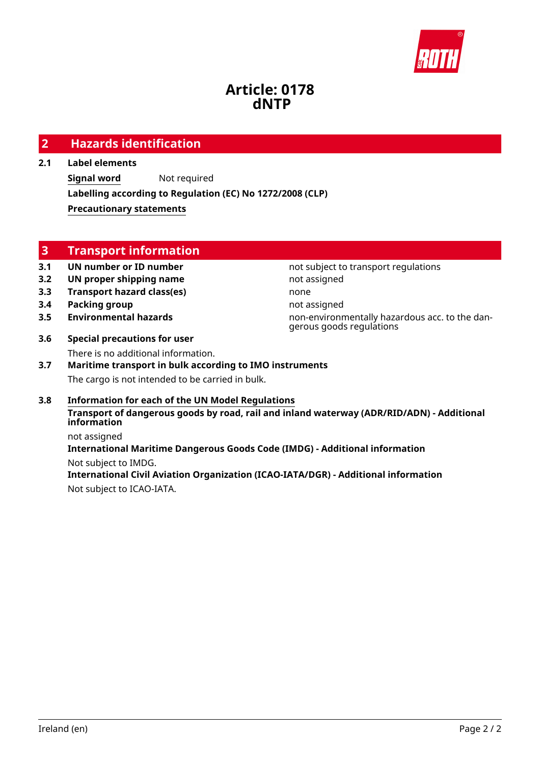# Article: 0178
# dNTP

## 2 Hazards identification

### 2.1 Label elements

**Signal word** Not required

**Labelling according to Regulation (EC) No 1272/2008 (CLP)**

**Precautionary statements**

## 3 Transport information

| | | |
|---|---|---|
| **3.1** | **UN number or ID number** | not subject to transport regulations |
| **3.2** | **UN proper shipping name** | not assigned |
| **3.3** | **Transport hazard class(es)** | none |
| **3.4** | **Packing group** | not assigned |
| **3.5** | **Environmental hazards** | non-environmentally hazardous acc. to the dangerous goods regulations |

### 3.6 Special precautions for user

There is no additional information.

### 3.7 Maritime transport in bulk according to IMO instruments

The cargo is not intended to be carried in bulk.

### 3.8 Information for each of the UN Model Regulations

**Transport of dangerous goods by road, rail and inland waterway (ADR/RID/ADN) - Additional information**

not assigned

**International Maritime Dangerous Goods Code (IMDG) - Additional information**

Not subject to IMDG.

**International Civil Aviation Organization (ICAO-IATA/DGR) - Additional information**

Not subject to ICAO-IATA.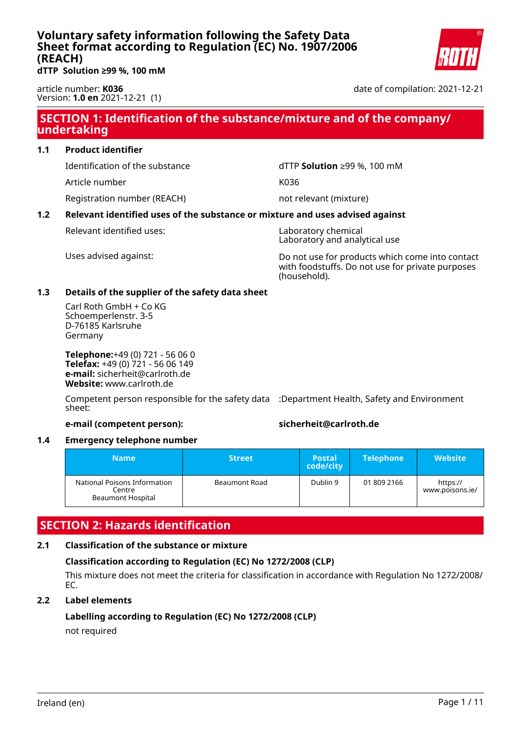# Voluntary safety information following the Safety Data Sheet format according to Regulation (EC) No. 1907/2006 (REACH)

**dTTP Solution ≥99 %, 100 mM**

article number: **K036**
Version: **1.0 en** 2021-12-21 (1)

date of compilation: 2021-12-21

## SECTION 1: Identification of the substance/mixture and of the company/ undertaking

### 1.1 Product identifier

Identification of the substance: dTTP **Solution** ≥99 %, 100 mM

Article number: K036

Registration number (REACH): not relevant (mixture)

### 1.2 Relevant identified uses of the substance or mixture and uses advised against

Relevant identified uses: Laboratory chemical
Laboratory and analytical use

Uses advised against: Do not use for products which come into contact with foodstuffs. Do not use for private purposes (household).

### 1.3 Details of the supplier of the safety data sheet

Carl Roth GmbH + Co KG
Schoemperlenstr. 3-5
D-76185 Karlsruhe
Germany

**Telephone:**+49 (0) 721 - 56 06 0
**Telefax:** +49 (0) 721 - 56 06 149
**e-mail:** sicherheit@carlroth.de
**Website:** www.carlroth.de

Competent person responsible for the safety data sheet: :Department Health, Safety and Environment

**e-mail (competent person):** **sicherheit@carlroth.de**

### 1.4 Emergency telephone number

| Name | Street | Postal code/city | Telephone | Website |
|---|---|---|---|---|
| National Poisons Information Centre Beaumont Hospital | Beaumont Road | Dublin 9 | 01 809 2166 | https://www.poisons.ie/ |

## SECTION 2: Hazards identification

### 2.1 Classification of the substance or mixture

**Classification according to Regulation (EC) No 1272/2008 (CLP)**

This mixture does not meet the criteria for classification in accordance with Regulation No 1272/2008/EC.

### 2.2 Label elements

**Labelling according to Regulation (EC) No 1272/2008 (CLP)**

not required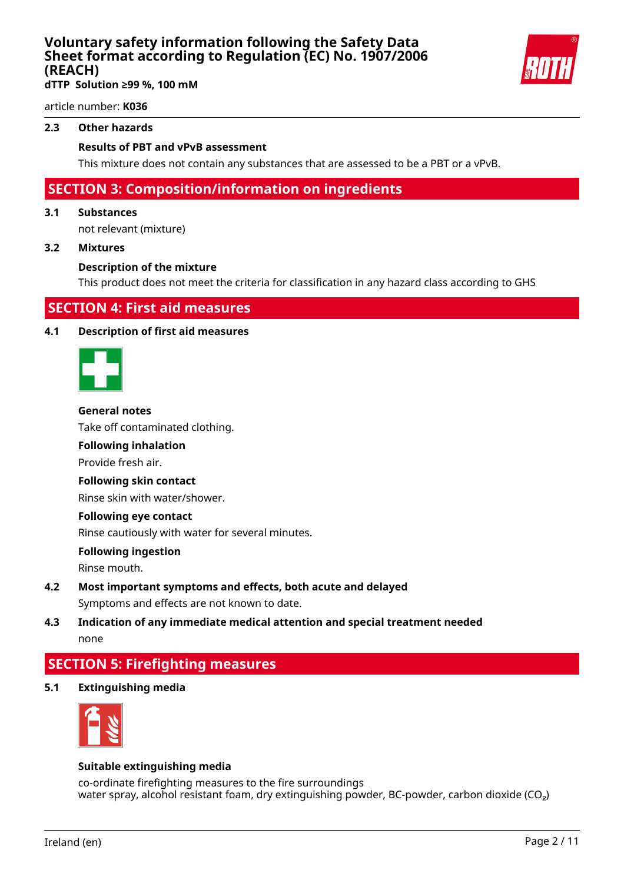### 2.3 Other hazards

**Results of PBT and vPvB assessment**

This mixture does not contain any substances that are assessed to be a PBT or a vPvB.

## SECTION 3: Composition/information on ingredients

### 3.1 Substances

not relevant (mixture)

### 3.2 Mixtures

**Description of the mixture**

This product does not meet the criteria for classification in any hazard class according to GHS

## SECTION 4: First aid measures

### 4.1 Description of first aid measures

**General notes**

Take off contaminated clothing.

**Following inhalation**

Provide fresh air.

**Following skin contact**

Rinse skin with water/shower.

**Following eye contact**

Rinse cautiously with water for several minutes.

**Following ingestion**

Rinse mouth.

### 4.2 Most important symptoms and effects, both acute and delayed

Symptoms and effects are not known to date.

### 4.3 Indication of any immediate medical attention and special treatment needed

none

## SECTION 5: Firefighting measures

### 5.1 Extinguishing media

**Suitable extinguishing media**

co-ordinate firefighting measures to the fire surroundings
water spray, alcohol resistant foam, dry extinguishing powder, BC-powder, carbon dioxide ($CO_2$)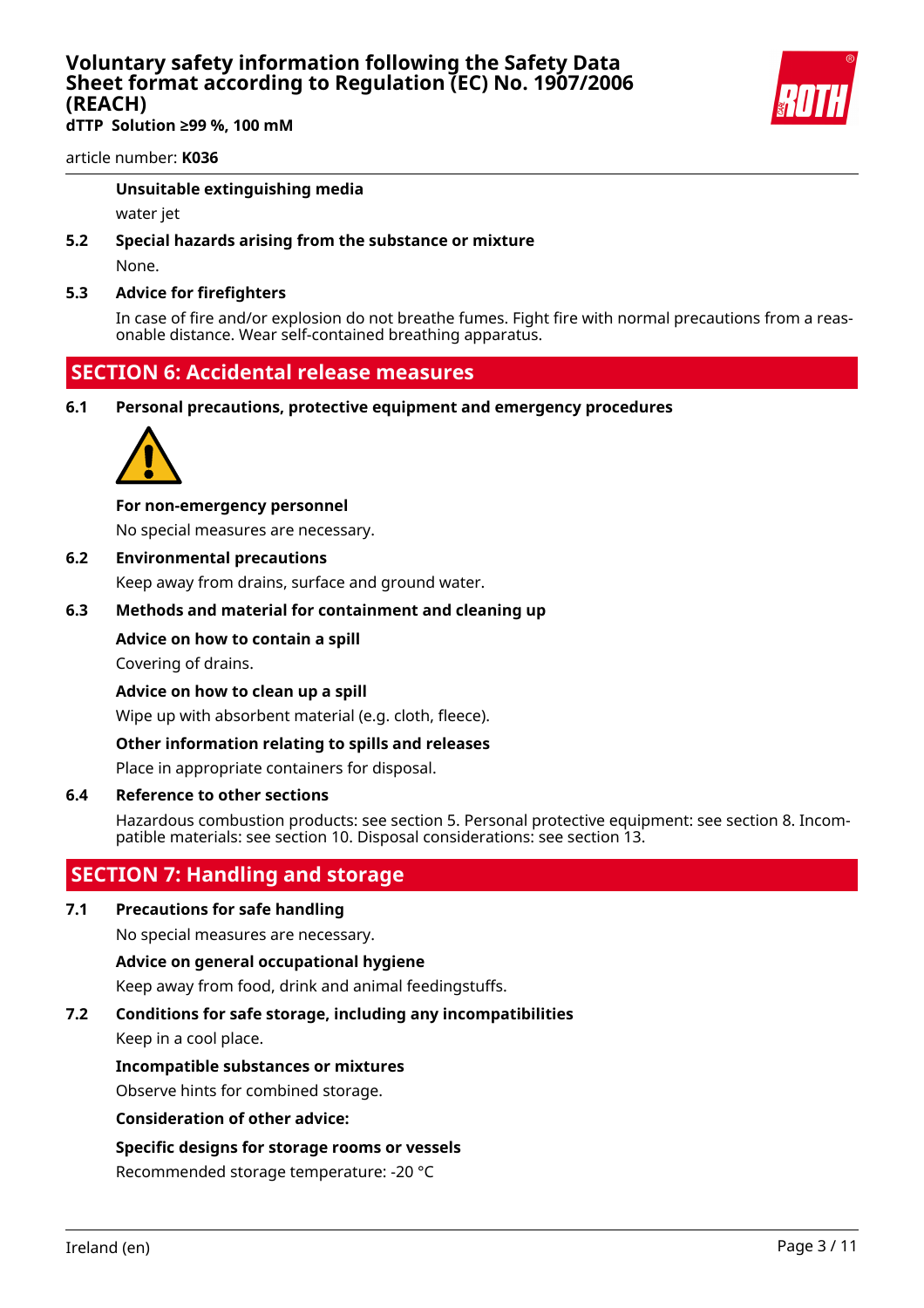**Unsuitable extinguishing media**

water jet

**5.2 Special hazards arising from the substance or mixture**

None.

**5.3 Advice for firefighters**

In case of fire and/or explosion do not breathe fumes. Fight fire with normal precautions from a reasonable distance. Wear self-contained breathing apparatus.

## SECTION 6: Accidental release measures

**6.1 Personal precautions, protective equipment and emergency procedures**

**For non-emergency personnel**

No special measures are necessary.

**6.2 Environmental precautions**

Keep away from drains, surface and ground water.

**6.3 Methods and material for containment and cleaning up**

**Advice on how to contain a spill**

Covering of drains.

**Advice on how to clean up a spill**

Wipe up with absorbent material (e.g. cloth, fleece).

**Other information relating to spills and releases**

Place in appropriate containers for disposal.

**6.4 Reference to other sections**

Hazardous combustion products: see section 5. Personal protective equipment: see section 8. Incompatible materials: see section 10. Disposal considerations: see section 13.

## SECTION 7: Handling and storage

**7.1 Precautions for safe handling**

No special measures are necessary.

**Advice on general occupational hygiene**

Keep away from food, drink and animal feedingstuffs.

**7.2 Conditions for safe storage, including any incompatibilities**

Keep in a cool place.

**Incompatible substances or mixtures**

Observe hints for combined storage.

**Consideration of other advice:**

**Specific designs for storage rooms or vessels**

Recommended storage temperature: -20 °C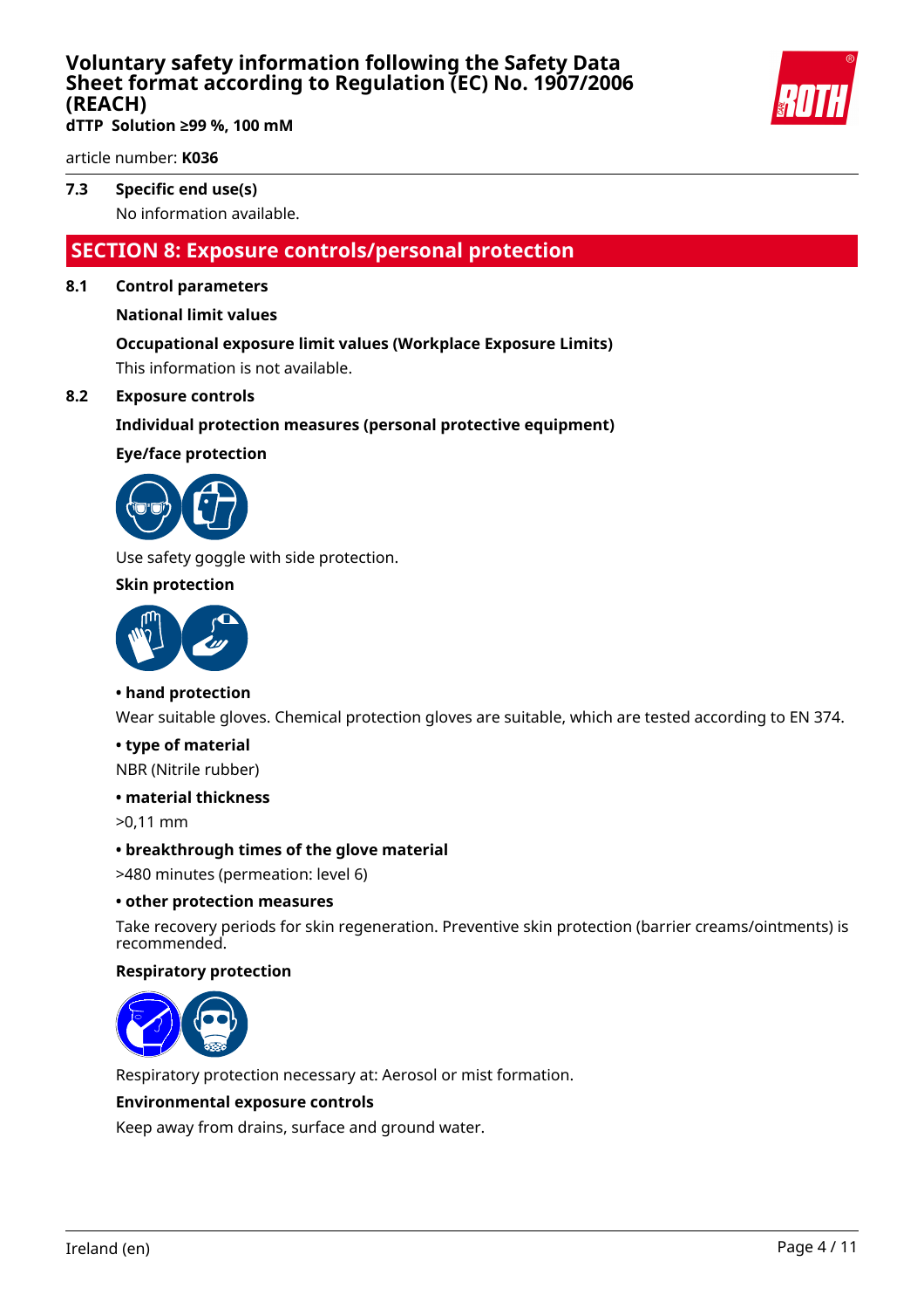article number: **K036**

### 7.3 Specific end use(s)

No information available.

## SECTION 8: Exposure controls/personal protection

### 8.1 Control parameters

**National limit values**

**Occupational exposure limit values (Workplace Exposure Limits)**

This information is not available.

### 8.2 Exposure controls

**Individual protection measures (personal protective equipment)**

**Eye/face protection**

Use safety goggle with side protection.

**Skin protection**

**• hand protection**

Wear suitable gloves. Chemical protection gloves are suitable, which are tested according to EN 374.

**• type of material**

NBR (Nitrile rubber)

**• material thickness**

>0,11 mm

**• breakthrough times of the glove material**

>480 minutes (permeation: level 6)

**• other protection measures**

Take recovery periods for skin regeneration. Preventive skin protection (barrier creams/ointments) is recommended.

**Respiratory protection**

Respiratory protection necessary at: Aerosol or mist formation.

**Environmental exposure controls**

Keep away from drains, surface and ground water.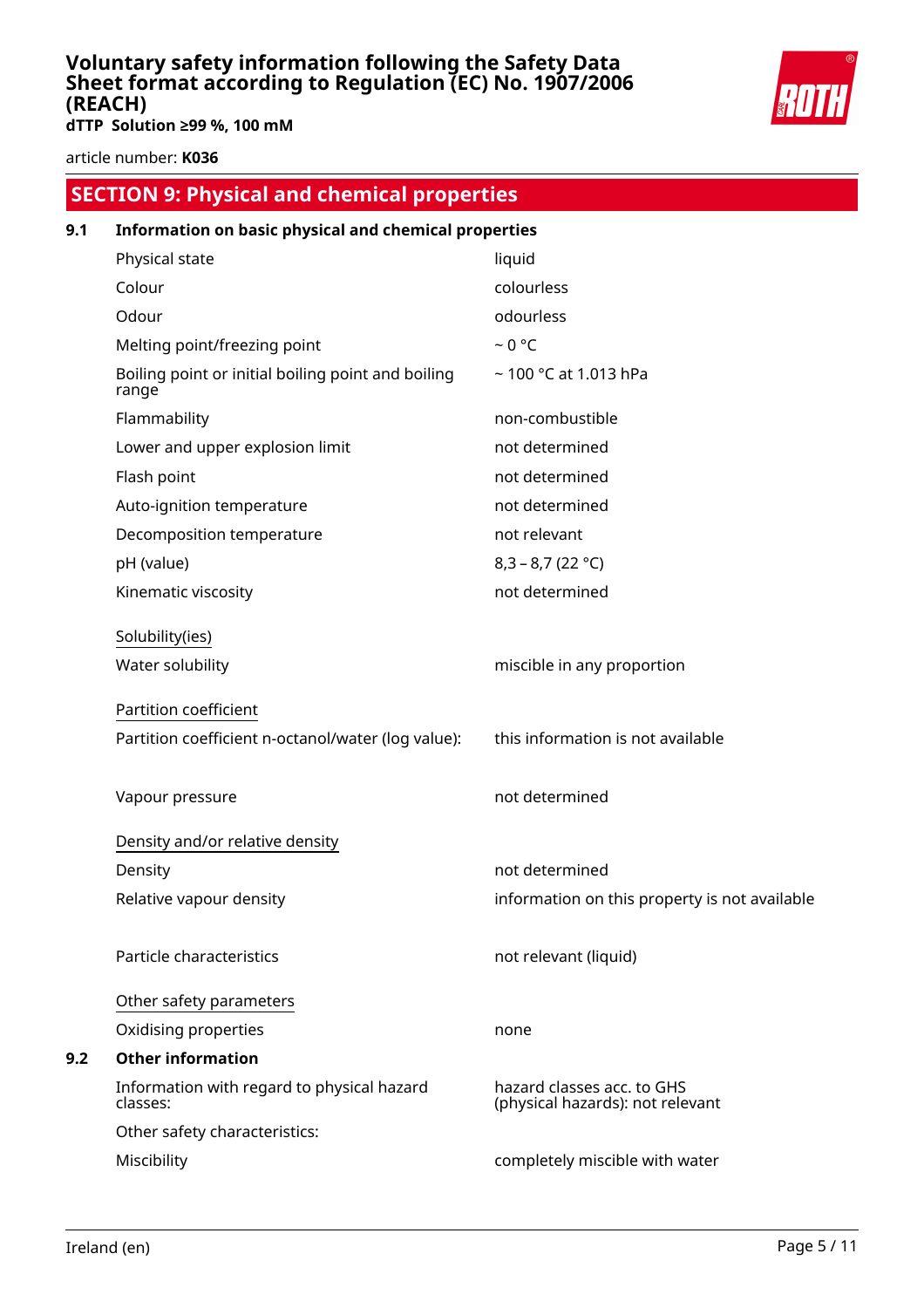## SECTION 9: Physical and chemical properties

### 9.1 Information on basic physical and chemical properties

| | |
|---|---|
| Physical state | liquid |
| Colour | colourless |
| Odour | odourless |
| Melting point/freezing point | ~ 0 °C |
| Boiling point or initial boiling point and boiling range | ~ 100 °C at 1.013 hPa |
| Flammability | non-combustible |
| Lower and upper explosion limit | not determined |
| Flash point | not determined |
| Auto-ignition temperature | not determined |
| Decomposition temperature | not relevant |
| pH (value) | 8,3 – 8,7 (22 °C) |
| Kinematic viscosity | not determined |

Solubility(ies)

| | |
|---|---|
| Water solubility | miscible in any proportion |

Partition coefficient

| | |
|---|---|
| Partition coefficient n-octanol/water (log value): | this information is not available |
| Vapour pressure | not determined |

Density and/or relative density

| | |
|---|---|
| Density | not determined |
| Relative vapour density | information on this property is not available |
| Particle characteristics | not relevant (liquid) |

Other safety parameters

| | |
|---|---|
| Oxidising properties | none |

### 9.2 Other information

| | |
|---|---|
| Information with regard to physical hazard classes: | hazard classes acc. to GHS (physical hazards): not relevant |
| Other safety characteristics: | |
| Miscibility | completely miscible with water |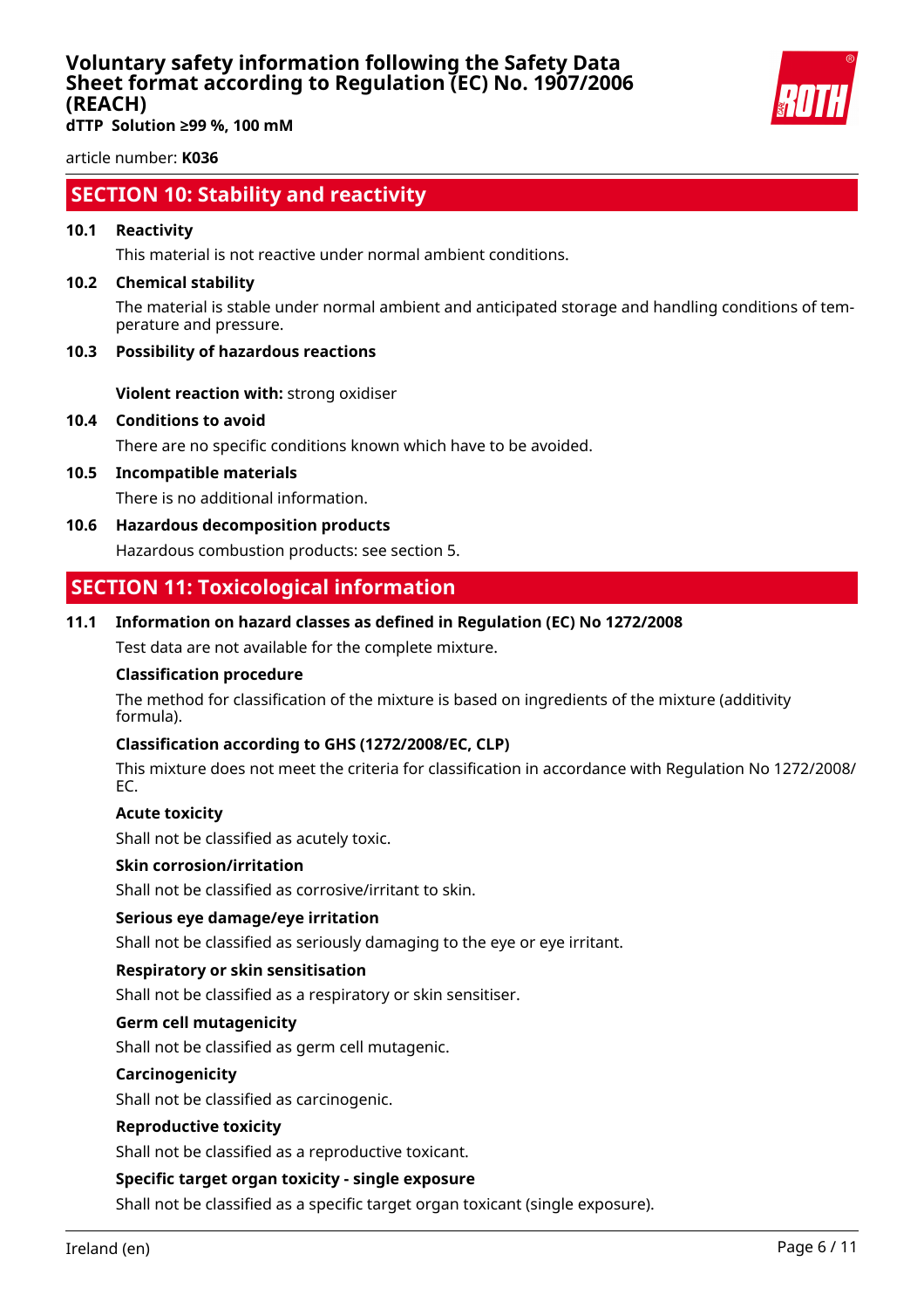## SECTION 10: Stability and reactivity

**10.1 Reactivity**

This material is not reactive under normal ambient conditions.

**10.2 Chemical stability**

The material is stable under normal ambient and anticipated storage and handling conditions of temperature and pressure.

**10.3 Possibility of hazardous reactions**

**Violent reaction with:** strong oxidiser

**10.4 Conditions to avoid**

There are no specific conditions known which have to be avoided.

**10.5 Incompatible materials**

There is no additional information.

**10.6 Hazardous decomposition products**

Hazardous combustion products: see section 5.

## SECTION 11: Toxicological information

**11.1 Information on hazard classes as defined in Regulation (EC) No 1272/2008**

Test data are not available for the complete mixture.

**Classification procedure**

The method for classification of the mixture is based on ingredients of the mixture (additivity formula).

**Classification according to GHS (1272/2008/EC, CLP)**

This mixture does not meet the criteria for classification in accordance with Regulation No 1272/2008/EC.

**Acute toxicity**

Shall not be classified as acutely toxic.

**Skin corrosion/irritation**

Shall not be classified as corrosive/irritant to skin.

**Serious eye damage/eye irritation**

Shall not be classified as seriously damaging to the eye or eye irritant.

**Respiratory or skin sensitisation**

Shall not be classified as a respiratory or skin sensitiser.

**Germ cell mutagenicity**

Shall not be classified as germ cell mutagenic.

**Carcinogenicity**

Shall not be classified as carcinogenic.

**Reproductive toxicity**

Shall not be classified as a reproductive toxicant.

**Specific target organ toxicity - single exposure**

Shall not be classified as a specific target organ toxicant (single exposure).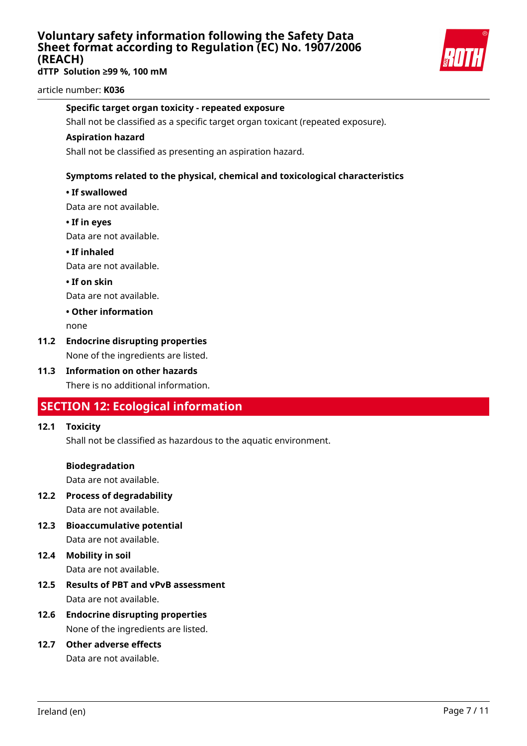**Specific target organ toxicity - repeated exposure**

Shall not be classified as a specific target organ toxicant (repeated exposure).

**Aspiration hazard**

Shall not be classified as presenting an aspiration hazard.

**Symptoms related to the physical, chemical and toxicological characteristics**

**• If swallowed**

Data are not available.

**• If in eyes**

Data are not available.

**• If inhaled**

Data are not available.

**• If on skin**

Data are not available.

**• Other information**

none

**11.2 Endocrine disrupting properties**

None of the ingredients are listed.

**11.3 Information on other hazards**

There is no additional information.

## SECTION 12: Ecological information

**12.1 Toxicity**

Shall not be classified as hazardous to the aquatic environment.

**Biodegradation**

Data are not available.

**12.2 Process of degradability**

Data are not available.

**12.3 Bioaccumulative potential**

Data are not available.

**12.4 Mobility in soil**

Data are not available.

**12.5 Results of PBT and vPvB assessment**

Data are not available.

**12.6 Endocrine disrupting properties**

None of the ingredients are listed.

**12.7 Other adverse effects**

Data are not available.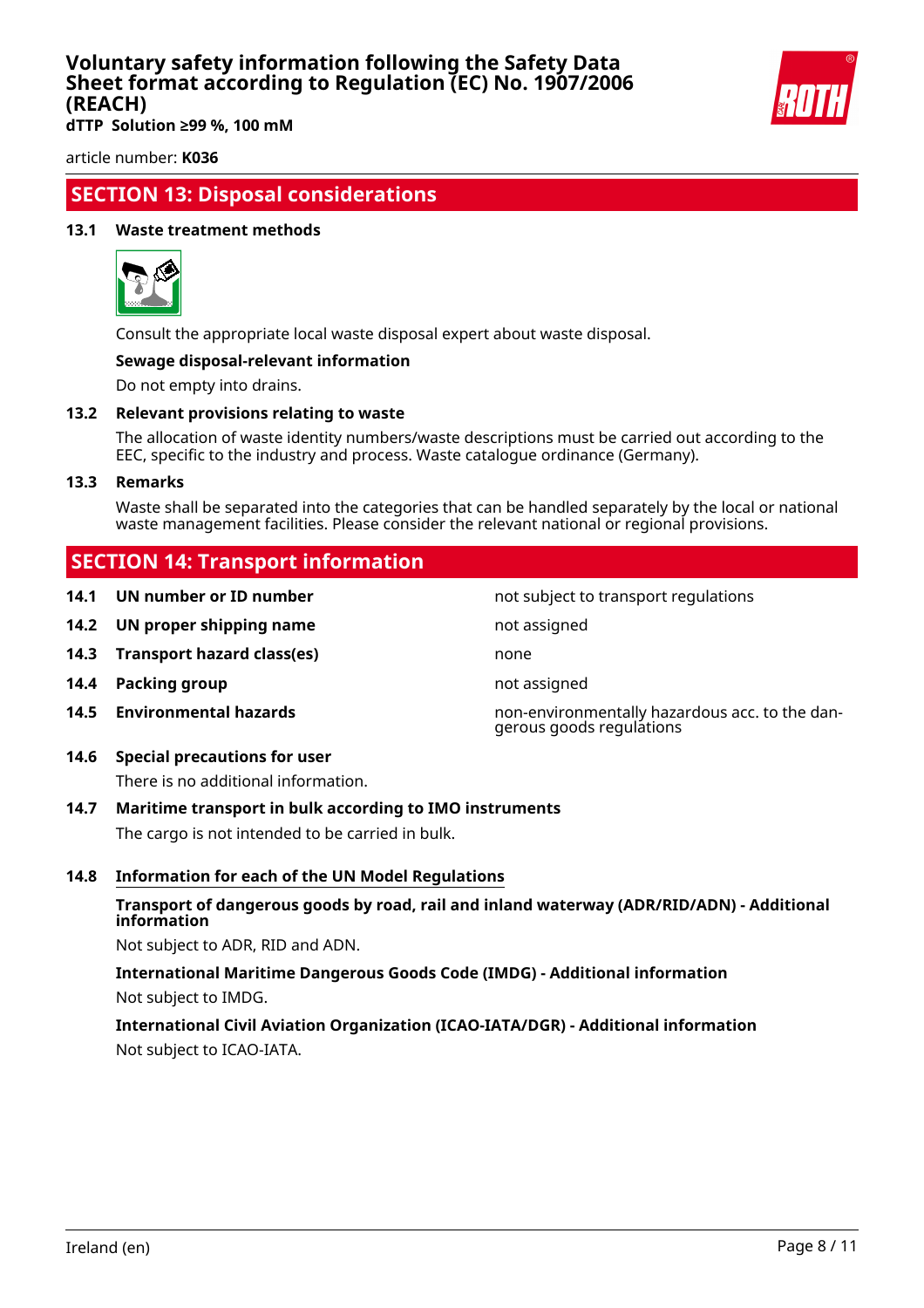## SECTION 13: Disposal considerations

### 13.1 Waste treatment methods

Consult the appropriate local waste disposal expert about waste disposal.

**Sewage disposal-relevant information**

Do not empty into drains.

### 13.2 Relevant provisions relating to waste

The allocation of waste identity numbers/waste descriptions must be carried out according to the EEC, specific to the industry and process. Waste catalogue ordinance (Germany).

### 13.3 Remarks

Waste shall be separated into the categories that can be handled separately by the local or national waste management facilities. Please consider the relevant national or regional provisions.

## SECTION 14: Transport information

| | | |
|---|---|---|
| **14.1** | **UN number or ID number** | not subject to transport regulations |
| **14.2** | **UN proper shipping name** | not assigned |
| **14.3** | **Transport hazard class(es)** | none |
| **14.4** | **Packing group** | not assigned |
| **14.5** | **Environmental hazards** | non-environmentally hazardous acc. to the dangerous goods regulations |

### 14.6 Special precautions for user

There is no additional information.

### 14.7 Maritime transport in bulk according to IMO instruments

The cargo is not intended to be carried in bulk.

### 14.8 Information for each of the UN Model Regulations

**Transport of dangerous goods by road, rail and inland waterway (ADR/RID/ADN) - Additional information**

Not subject to ADR, RID and ADN.

**International Maritime Dangerous Goods Code (IMDG) - Additional information**

Not subject to IMDG.

**International Civil Aviation Organization (ICAO-IATA/DGR) - Additional information**

Not subject to ICAO-IATA.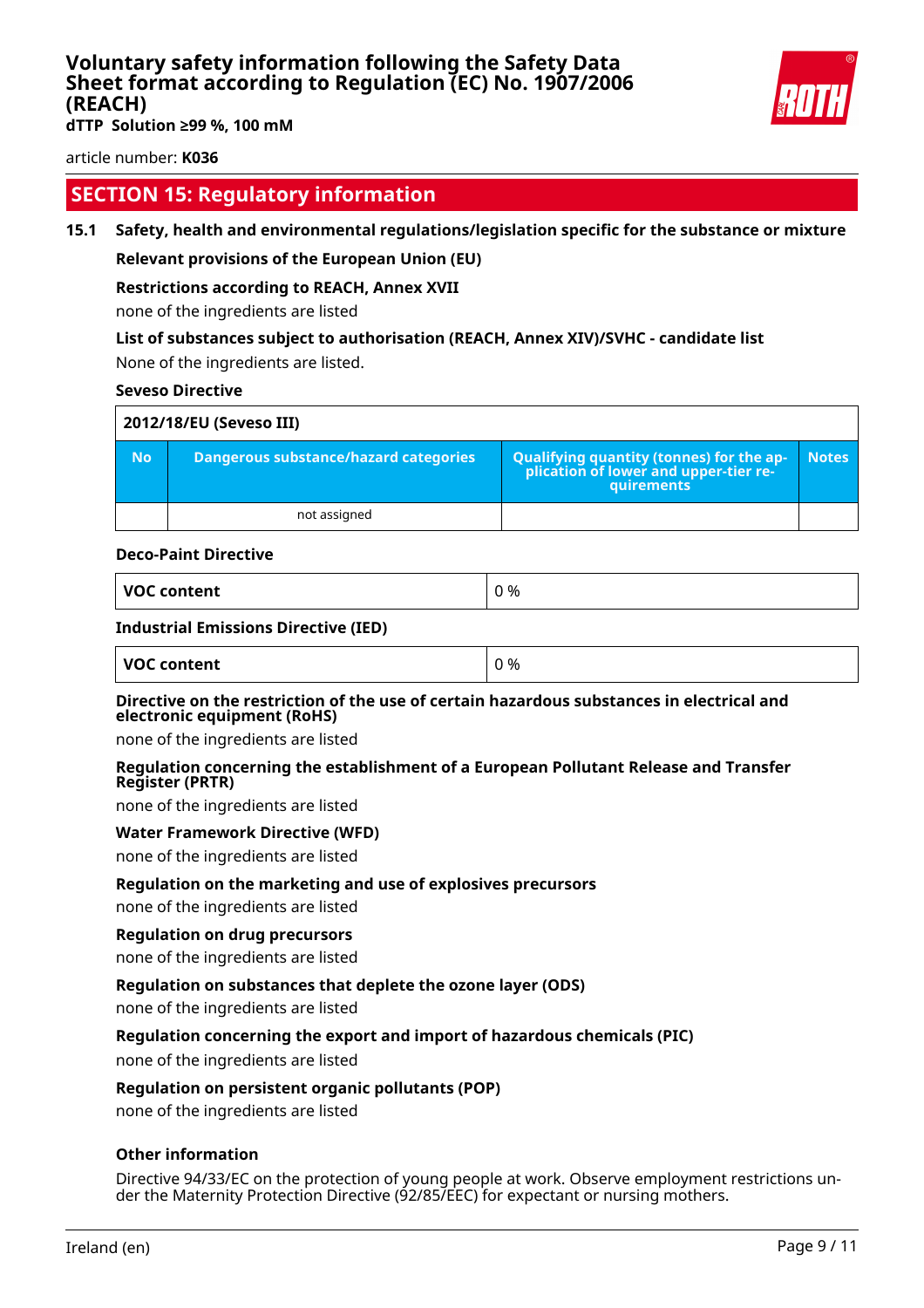## SECTION 15: Regulatory information

### 15.1 Safety, health and environmental regulations/legislation specific for the substance or mixture

**Relevant provisions of the European Union (EU)**

**Restrictions according to REACH, Annex XVII**

none of the ingredients are listed

**List of substances subject to authorisation (REACH, Annex XIV)/SVHC - candidate list**

None of the ingredients are listed.

**Seveso Directive**

| 2012/18/EU (Seveso III) | | | |
|---|---|---|---|
| **No** | **Dangerous substance/hazard categories** | **Qualifying quantity (tonnes) for the application of lower and upper-tier requirements** | **Notes** |
| | not assigned | | |

**Deco-Paint Directive**

| VOC content | 0 % |
|---|---|

**Industrial Emissions Directive (IED)**

| VOC content | 0 % |
|---|---|

**Directive on the restriction of the use of certain hazardous substances in electrical and electronic equipment (RoHS)**

none of the ingredients are listed

**Regulation concerning the establishment of a European Pollutant Release and Transfer Register (PRTR)**

none of the ingredients are listed

**Water Framework Directive (WFD)**

none of the ingredients are listed

**Regulation on the marketing and use of explosives precursors**

none of the ingredients are listed

**Regulation on drug precursors**

none of the ingredients are listed

**Regulation on substances that deplete the ozone layer (ODS)**

none of the ingredients are listed

**Regulation concerning the export and import of hazardous chemicals (PIC)**

none of the ingredients are listed

**Regulation on persistent organic pollutants (POP)**

none of the ingredients are listed

**Other information**

Directive 94/33/EC on the protection of young people at work. Observe employment restrictions under the Maternity Protection Directive (92/85/EEC) for expectant or nursing mothers.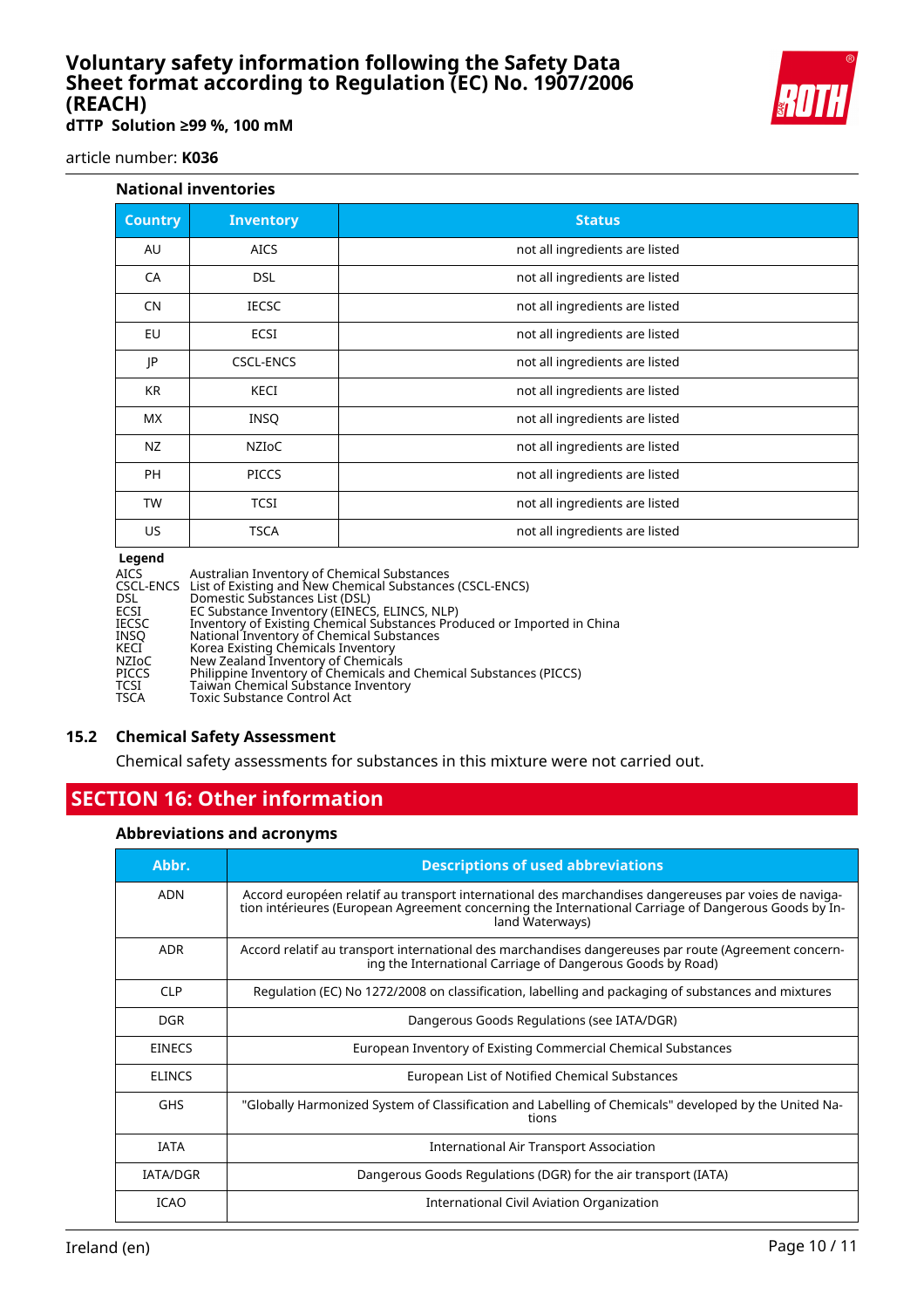### National inventories

| Country | Inventory | Status |
|---|---|---|
| AU | AICS | not all ingredients are listed |
| CA | DSL | not all ingredients are listed |
| CN | IECSC | not all ingredients are listed |
| EU | ECSI | not all ingredients are listed |
| JP | CSCL-ENCS | not all ingredients are listed |
| KR | KECI | not all ingredients are listed |
| MX | INSQ | not all ingredients are listed |
| NZ | NZIoC | not all ingredients are listed |
| PH | PICCS | not all ingredients are listed |
| TW | TCSI | not all ingredients are listed |
| US | TSCA | not all ingredients are listed |

**Legend**

AICS Australian Inventory of Chemical Substances
CSCL-ENCS List of Existing and New Chemical Substances (CSCL-ENCS)
DSL Domestic Substances List (DSL)
ECSI EC Substance Inventory (EINECS, ELINCS, NLP)
IECSC Inventory of Existing Chemical Substances Produced or Imported in China
INSQ National Inventory of Chemical Substances
KECI Korea Existing Chemicals Inventory
NZIoC New Zealand Inventory of Chemicals
PICCS Philippine Inventory of Chemicals and Chemical Substances (PICCS)
TCSI Taiwan Chemical Substance Inventory
TSCA Toxic Substance Control Act

## 15.2 Chemical Safety Assessment

Chemical safety assessments for substances in this mixture were not carried out.

# SECTION 16: Other information

### Abbreviations and acronyms

| Abbr. | Descriptions of used abbreviations |
|---|---|
| ADN | Accord européen relatif au transport international des marchandises dangereuses par voies de navigation intérieures (European Agreement concerning the International Carriage of Dangerous Goods by Inland Waterways) |
| ADR | Accord relatif au transport international des marchandises dangereuses par route (Agreement concerning the International Carriage of Dangerous Goods by Road) |
| CLP | Regulation (EC) No 1272/2008 on classification, labelling and packaging of substances and mixtures |
| DGR | Dangerous Goods Regulations (see IATA/DGR) |
| EINECS | European Inventory of Existing Commercial Chemical Substances |
| ELINCS | European List of Notified Chemical Substances |
| GHS | "Globally Harmonized System of Classification and Labelling of Chemicals" developed by the United Nations |
| IATA | International Air Transport Association |
| IATA/DGR | Dangerous Goods Regulations (DGR) for the air transport (IATA) |
| ICAO | International Civil Aviation Organization |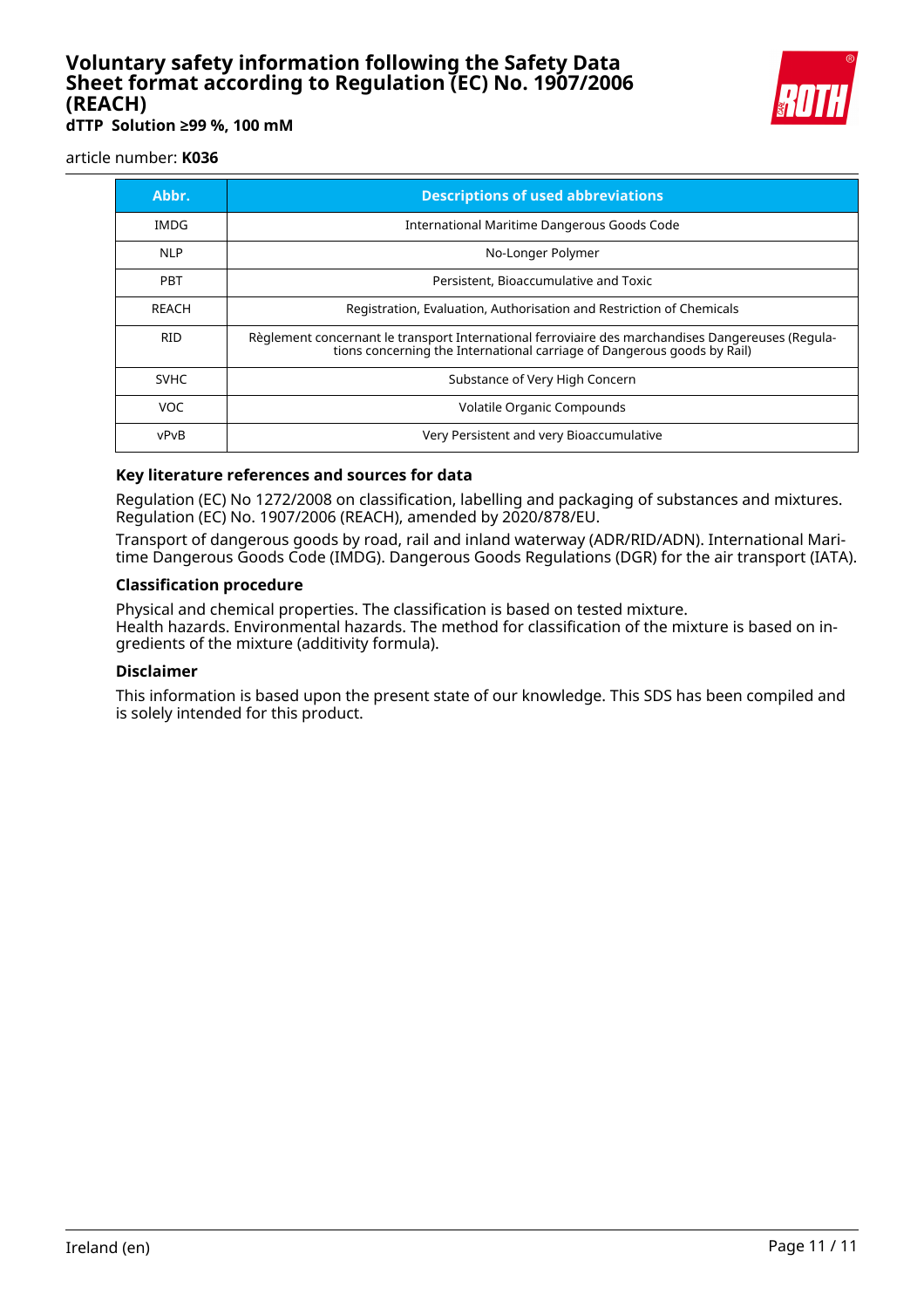| Abbr. | Descriptions of used abbreviations |
| --- | --- |
| IMDG | International Maritime Dangerous Goods Code |
| NLP | No-Longer Polymer |
| PBT | Persistent, Bioaccumulative and Toxic |
| REACH | Registration, Evaluation, Authorisation and Restriction of Chemicals |
| RID | Règlement concernant le transport International ferroviaire des marchandises Dangereuses (Regulations concerning the International carriage of Dangerous goods by Rail) |
| SVHC | Substance of Very High Concern |
| VOC | Volatile Organic Compounds |
| vPvB | Very Persistent and very Bioaccumulative |

### Key literature references and sources for data

Regulation (EC) No 1272/2008 on classification, labelling and packaging of substances and mixtures. Regulation (EC) No. 1907/2006 (REACH), amended by 2020/878/EU.

Transport of dangerous goods by road, rail and inland waterway (ADR/RID/ADN). International Maritime Dangerous Goods Code (IMDG). Dangerous Goods Regulations (DGR) for the air transport (IATA).

### Classification procedure

Physical and chemical properties. The classification is based on tested mixture.
Health hazards. Environmental hazards. The method for classification of the mixture is based on ingredients of the mixture (additivity formula).

### Disclaimer

This information is based upon the present state of our knowledge. This SDS has been compiled and is solely intended for this product.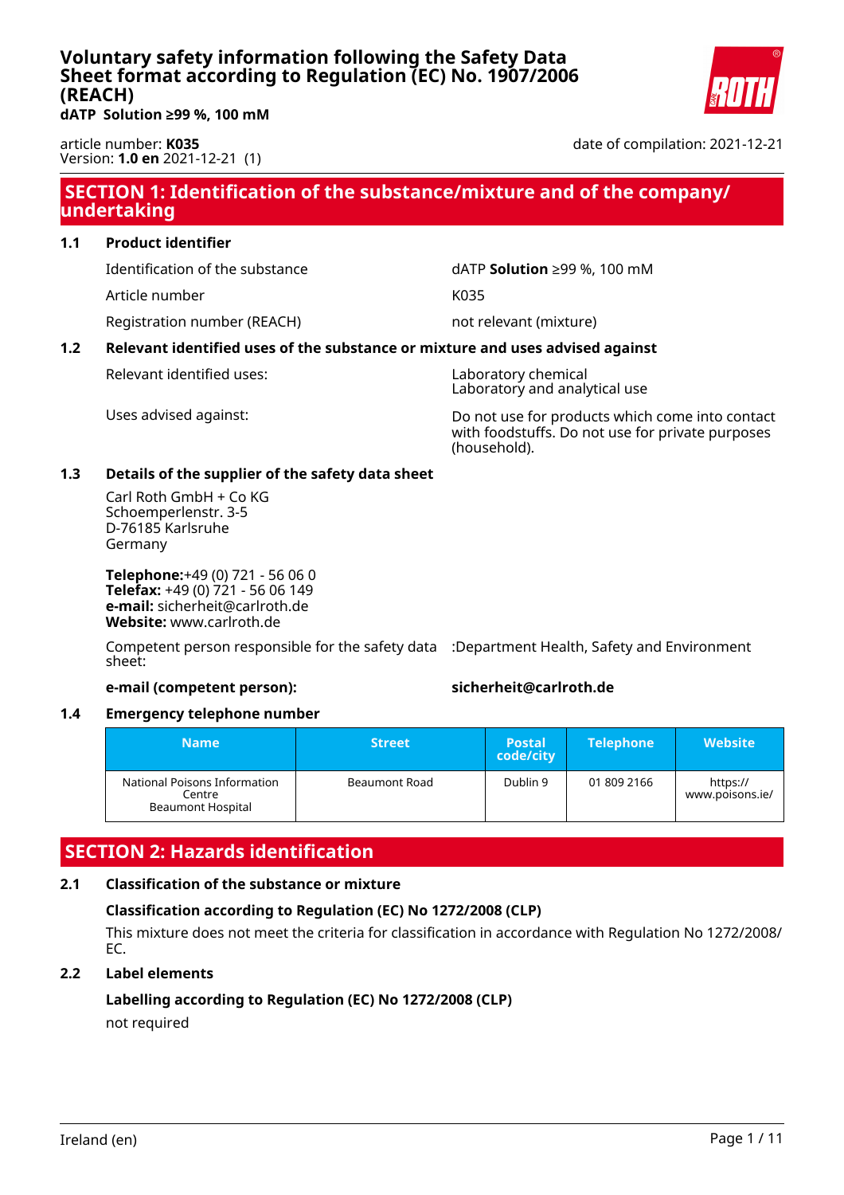# Voluntary safety information following the Safety Data Sheet format according to Regulation (EC) No. 1907/2006 (REACH)

**dATP Solution ≥99 %, 100 mM**

article number: **K035**
Version: **1.0 en** 2021-12-21 (1)

date of compilation: 2021-12-21

## SECTION 1: Identification of the substance/mixture and of the company/ undertaking

### 1.1 Product identifier

Identification of the substance: dATP **Solution** ≥99 %, 100 mM

Article number: K035

Registration number (REACH): not relevant (mixture)

### 1.2 Relevant identified uses of the substance or mixture and uses advised against

Relevant identified uses: Laboratory chemical
Laboratory and analytical use

Uses advised against: Do not use for products which come into contact with foodstuffs. Do not use for private purposes (household).

### 1.3 Details of the supplier of the safety data sheet

Carl Roth GmbH + Co KG
Schoemperlenstr. 3-5
D-76185 Karlsruhe
Germany

**Telephone:**+49 (0) 721 - 56 06 0
**Telefax:** +49 (0) 721 - 56 06 149
**e-mail:** sicherheit@carlroth.de
**Website:** www.carlroth.de

Competent person responsible for the safety data sheet: :Department Health, Safety and Environment

**e-mail (competent person):** **sicherheit@carlroth.de**

### 1.4 Emergency telephone number

| Name | Street | Postal code/city | Telephone | Website |
|---|---|---|---|---|
| National Poisons Information Centre Beaumont Hospital | Beaumont Road | Dublin 9 | 01 809 2166 | https://www.poisons.ie/ |

## SECTION 2: Hazards identification

### 2.1 Classification of the substance or mixture

**Classification according to Regulation (EC) No 1272/2008 (CLP)**

This mixture does not meet the criteria for classification in accordance with Regulation No 1272/2008/ EC.

### 2.2 Label elements

**Labelling according to Regulation (EC) No 1272/2008 (CLP)**

not required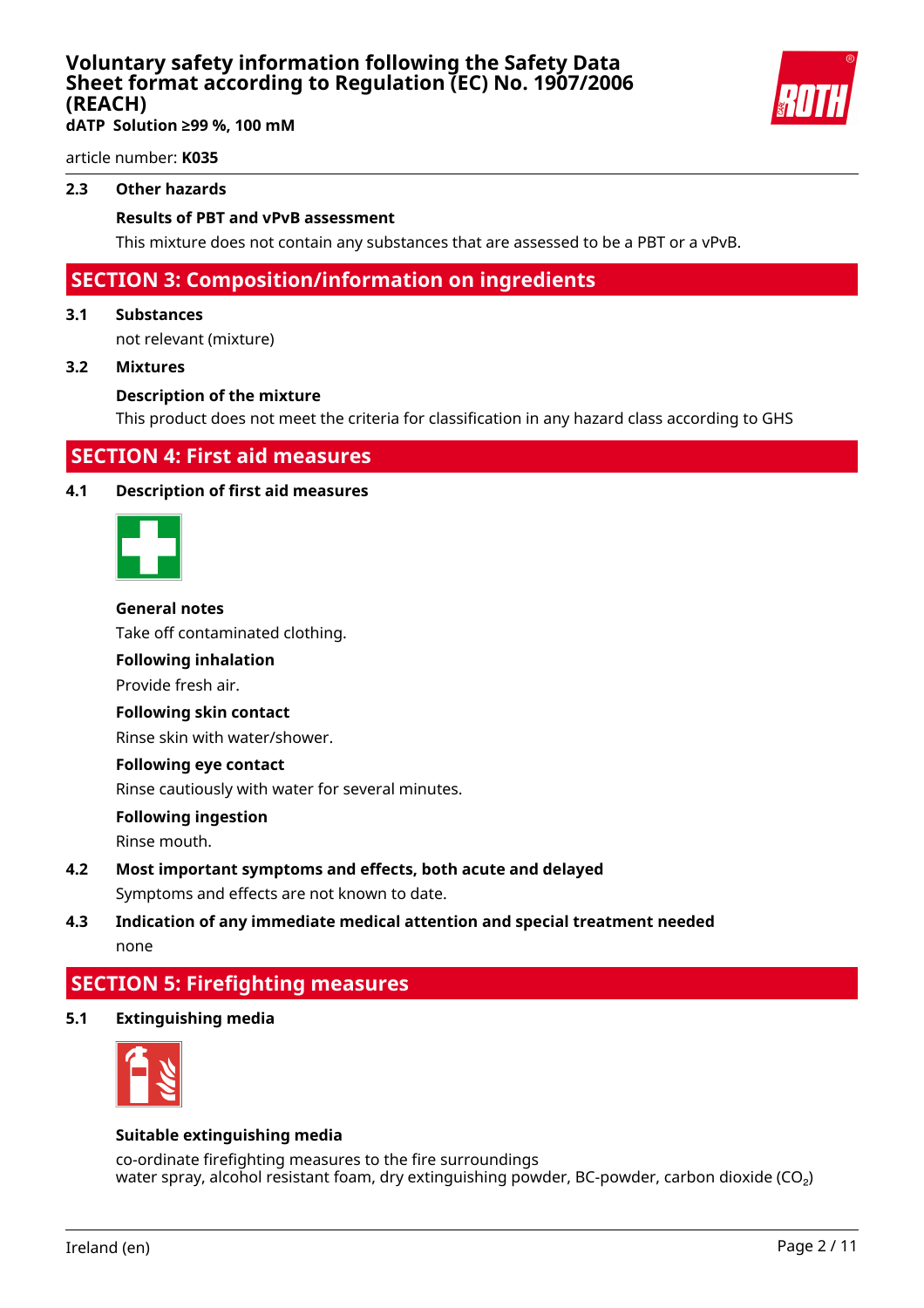### 2.3 Other hazards

**Results of PBT and vPvB assessment**

This mixture does not contain any substances that are assessed to be a PBT or a vPvB.

## SECTION 3: Composition/information on ingredients

### 3.1 Substances

not relevant (mixture)

### 3.2 Mixtures

**Description of the mixture**

This product does not meet the criteria for classification in any hazard class according to GHS

## SECTION 4: First aid measures

### 4.1 Description of first aid measures

**General notes**

Take off contaminated clothing.

**Following inhalation**

Provide fresh air.

**Following skin contact**

Rinse skin with water/shower.

**Following eye contact**

Rinse cautiously with water for several minutes.

**Following ingestion**

Rinse mouth.

### 4.2 Most important symptoms and effects, both acute and delayed

Symptoms and effects are not known to date.

### 4.3 Indication of any immediate medical attention and special treatment needed

none

## SECTION 5: Firefighting measures

### 5.1 Extinguishing media

**Suitable extinguishing media**

co-ordinate firefighting measures to the fire surroundings
water spray, alcohol resistant foam, dry extinguishing powder, BC-powder, carbon dioxide ($CO_2$)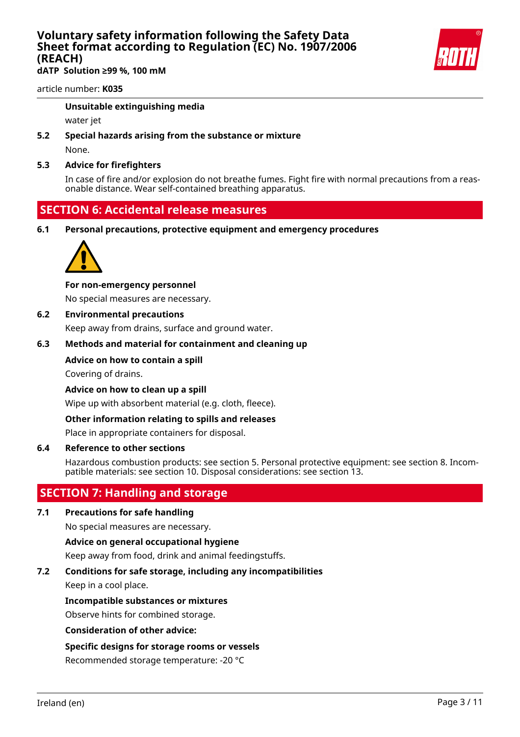**Unsuitable extinguishing media**

water jet

### 5.2 Special hazards arising from the substance or mixture

None.

### 5.3 Advice for firefighters

In case of fire and/or explosion do not breathe fumes. Fight fire with normal precautions from a reasonable distance. Wear self-contained breathing apparatus.

## SECTION 6: Accidental release measures

### 6.1 Personal precautions, protective equipment and emergency procedures

**For non-emergency personnel**

No special measures are necessary.

### 6.2 Environmental precautions

Keep away from drains, surface and ground water.

### 6.3 Methods and material for containment and cleaning up

**Advice on how to contain a spill**

Covering of drains.

**Advice on how to clean up a spill**

Wipe up with absorbent material (e.g. cloth, fleece).

**Other information relating to spills and releases**

Place in appropriate containers for disposal.

### 6.4 Reference to other sections

Hazardous combustion products: see section 5. Personal protective equipment: see section 8. Incompatible materials: see section 10. Disposal considerations: see section 13.

## SECTION 7: Handling and storage

### 7.1 Precautions for safe handling

No special measures are necessary.

**Advice on general occupational hygiene**

Keep away from food, drink and animal feedingstuffs.

### 7.2 Conditions for safe storage, including any incompatibilities

Keep in a cool place.

**Incompatible substances or mixtures**

Observe hints for combined storage.

**Consideration of other advice:**

**Specific designs for storage rooms or vessels**

Recommended storage temperature: -20 °C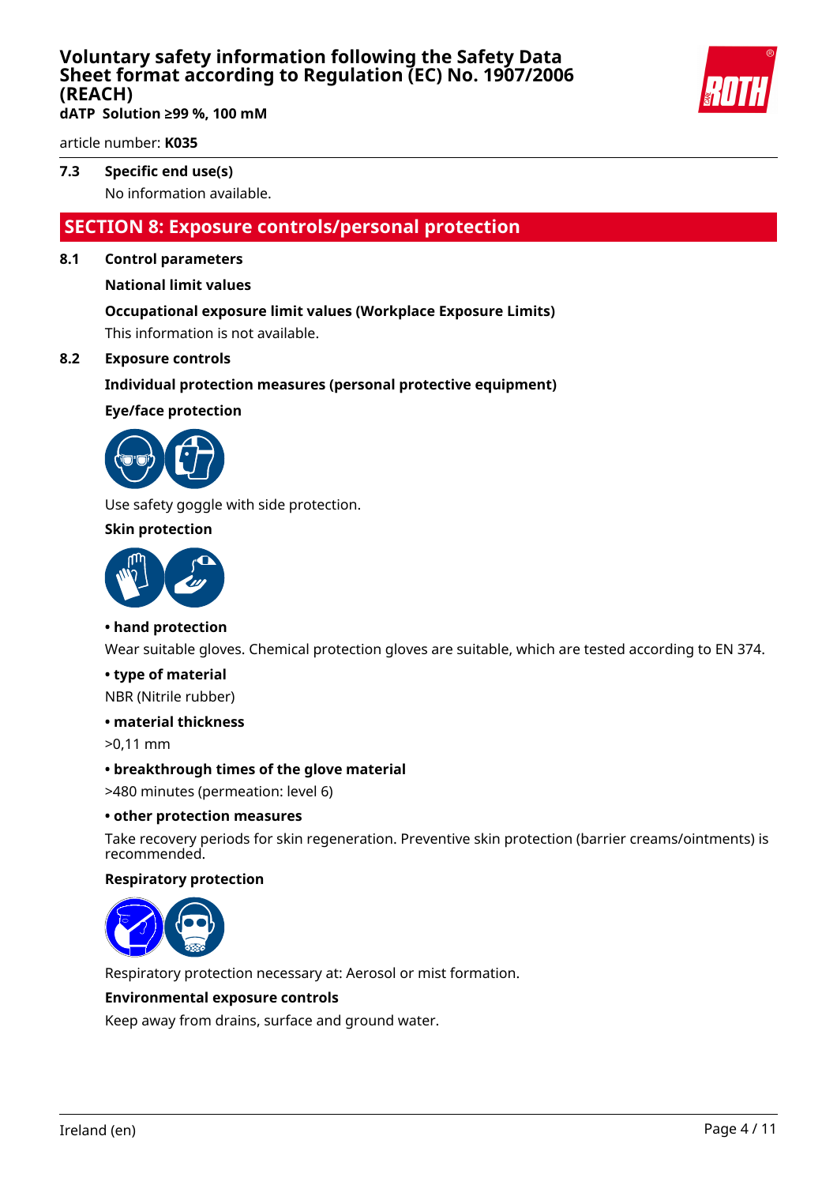### 7.3 Specific end use(s)

No information available.

## SECTION 8: Exposure controls/personal protection

### 8.1 Control parameters

**National limit values**

**Occupational exposure limit values (Workplace Exposure Limits)**

This information is not available.

### 8.2 Exposure controls

**Individual protection measures (personal protective equipment)**

**Eye/face protection**

Use safety goggle with side protection.

**Skin protection**

**• hand protection**

Wear suitable gloves. Chemical protection gloves are suitable, which are tested according to EN 374.

**• type of material**

NBR (Nitrile rubber)

**• material thickness**

>0,11 mm

**• breakthrough times of the glove material**

>480 minutes (permeation: level 6)

**• other protection measures**

Take recovery periods for skin regeneration. Preventive skin protection (barrier creams/ointments) is recommended.

**Respiratory protection**

Respiratory protection necessary at: Aerosol or mist formation.

**Environmental exposure controls**

Keep away from drains, surface and ground water.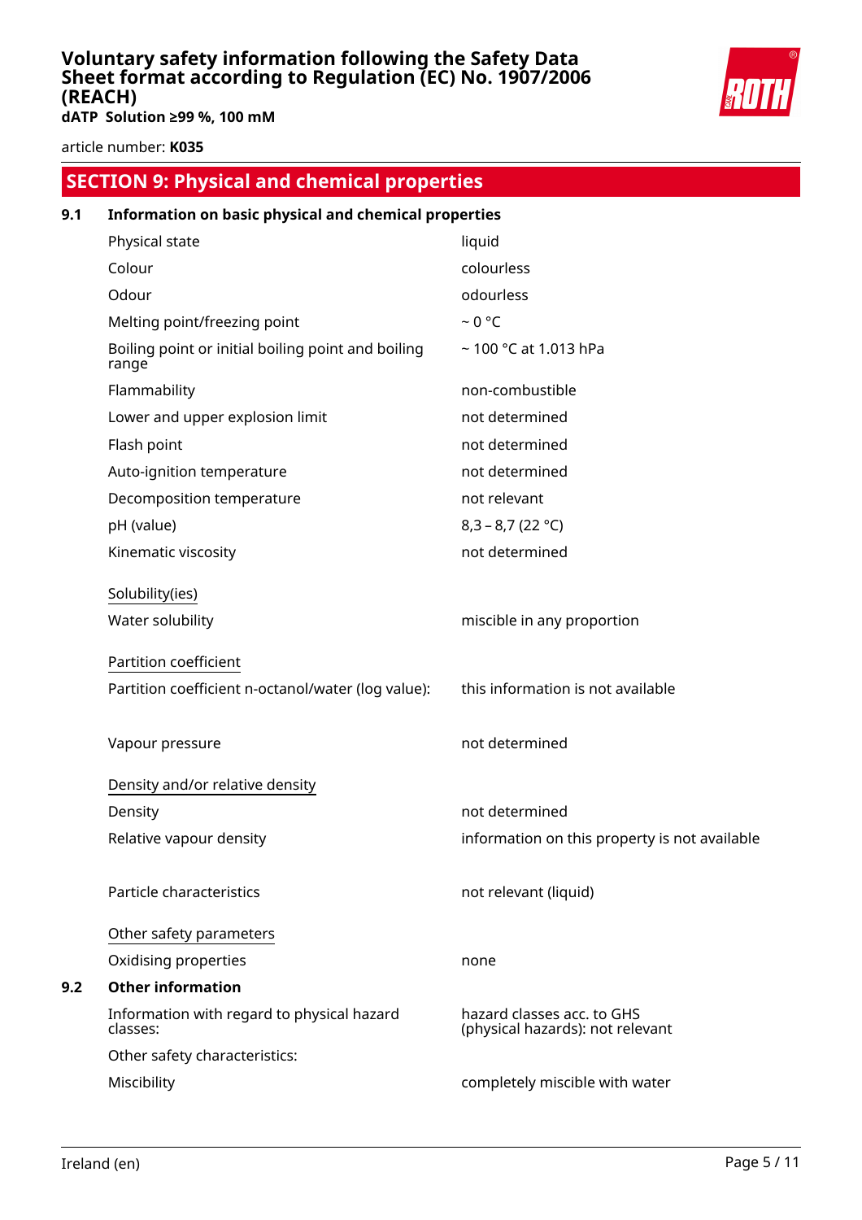## SECTION 9: Physical and chemical properties

### 9.1 Information on basic physical and chemical properties

| | |
|---|---|
| Physical state | liquid |
| Colour | colourless |
| Odour | odourless |
| Melting point/freezing point | ~ 0 °C |
| Boiling point or initial boiling point and boiling range | ~ 100 °C at 1.013 hPa |
| Flammability | non-combustible |
| Lower and upper explosion limit | not determined |
| Flash point | not determined |
| Auto-ignition temperature | not determined |
| Decomposition temperature | not relevant |
| pH (value) | 8,3 – 8,7 (22 °C) |
| Kinematic viscosity | not determined |

Solubility(ies)

| | |
|---|---|
| Water solubility | miscible in any proportion |

Partition coefficient

| | |
|---|---|
| Partition coefficient n-octanol/water (log value): | this information is not available |
| Vapour pressure | not determined |

Density and/or relative density

| | |
|---|---|
| Density | not determined |
| Relative vapour density | information on this property is not available |
| Particle characteristics | not relevant (liquid) |

Other safety parameters

| | |
|---|---|
| Oxidising properties | none |

### 9.2 Other information

| | |
|---|---|
| Information with regard to physical hazard classes: | hazard classes acc. to GHS (physical hazards): not relevant |
| Other safety characteristics: | |
| Miscibility | completely miscible with water |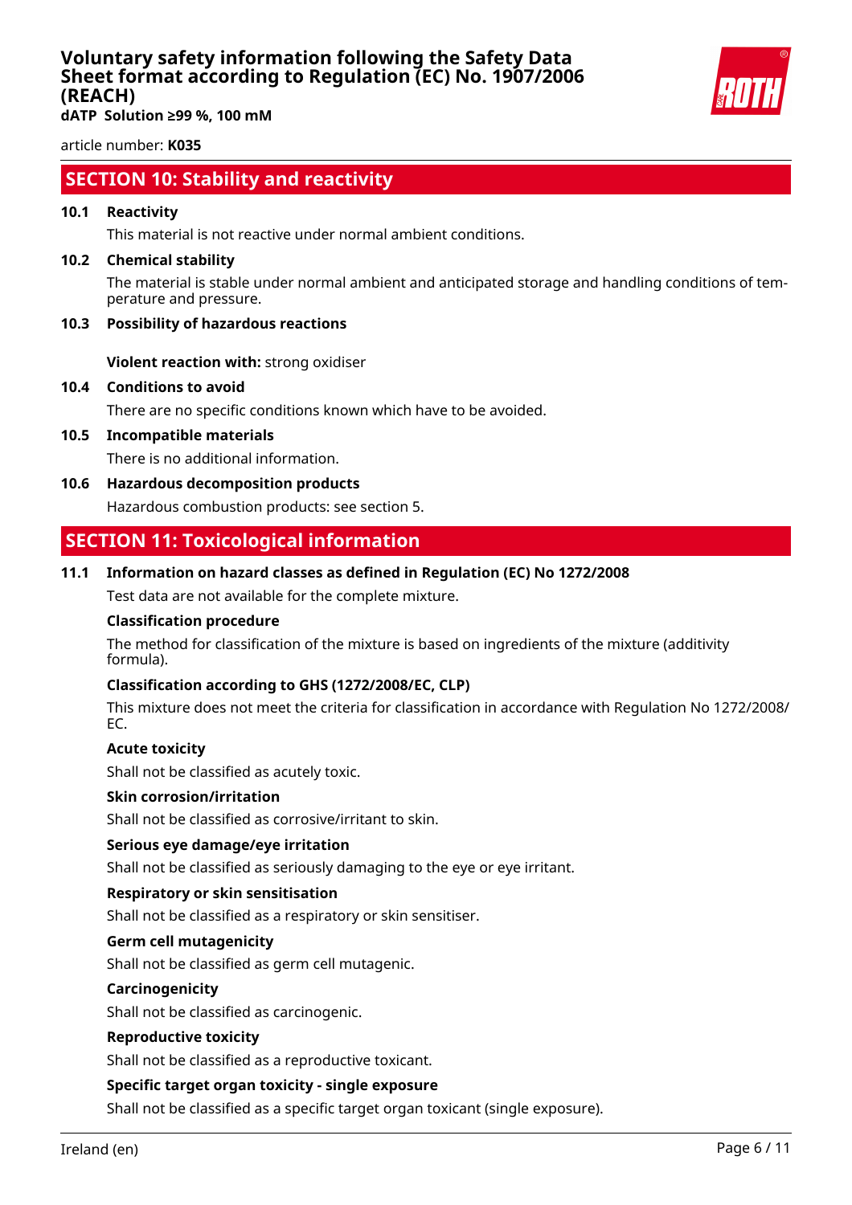## SECTION 10: Stability and reactivity

### 10.1 Reactivity

This material is not reactive under normal ambient conditions.

### 10.2 Chemical stability

The material is stable under normal ambient and anticipated storage and handling conditions of temperature and pressure.

### 10.3 Possibility of hazardous reactions

**Violent reaction with:** strong oxidiser

### 10.4 Conditions to avoid

There are no specific conditions known which have to be avoided.

### 10.5 Incompatible materials

There is no additional information.

### 10.6 Hazardous decomposition products

Hazardous combustion products: see section 5.

## SECTION 11: Toxicological information

### 11.1 Information on hazard classes as defined in Regulation (EC) No 1272/2008

Test data are not available for the complete mixture.

**Classification procedure**

The method for classification of the mixture is based on ingredients of the mixture (additivity formula).

**Classification according to GHS (1272/2008/EC, CLP)**

This mixture does not meet the criteria for classification in accordance with Regulation No 1272/2008/EC.

**Acute toxicity**

Shall not be classified as acutely toxic.

**Skin corrosion/irritation**

Shall not be classified as corrosive/irritant to skin.

**Serious eye damage/eye irritation**

Shall not be classified as seriously damaging to the eye or eye irritant.

**Respiratory or skin sensitisation**

Shall not be classified as a respiratory or skin sensitiser.

**Germ cell mutagenicity**

Shall not be classified as germ cell mutagenic.

**Carcinogenicity**

Shall not be classified as carcinogenic.

**Reproductive toxicity**

Shall not be classified as a reproductive toxicant.

**Specific target organ toxicity - single exposure**

Shall not be classified as a specific target organ toxicant (single exposure).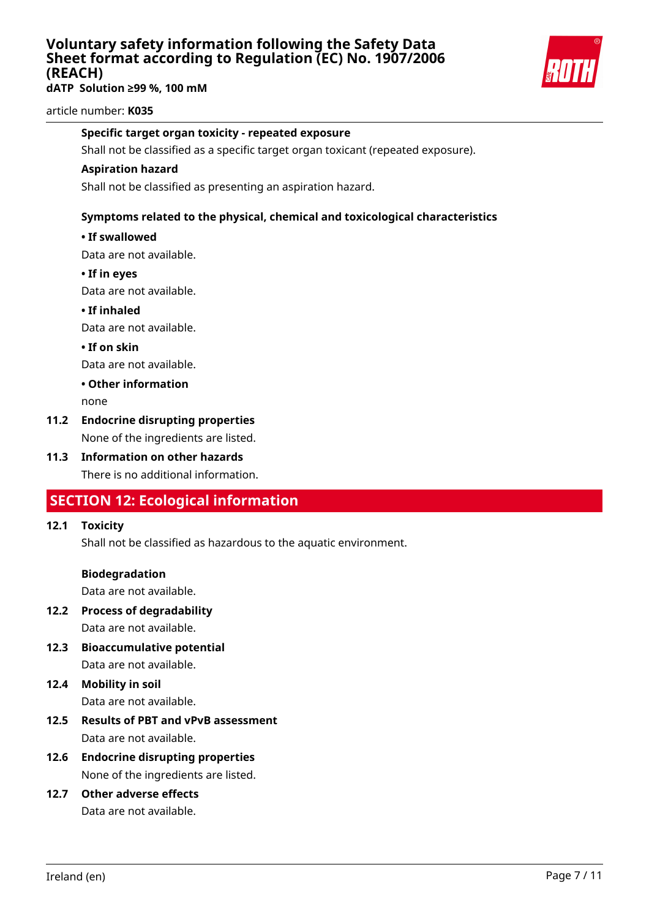**Specific target organ toxicity - repeated exposure**

Shall not be classified as a specific target organ toxicant (repeated exposure).

**Aspiration hazard**

Shall not be classified as presenting an aspiration hazard.

**Symptoms related to the physical, chemical and toxicological characteristics**

**• If swallowed**

Data are not available.

**• If in eyes**

Data are not available.

**• If inhaled**

Data are not available.

**• If on skin**

Data are not available.

**• Other information**

none

### 11.2 Endocrine disrupting properties

None of the ingredients are listed.

### 11.3 Information on other hazards

There is no additional information.

## SECTION 12: Ecological information

### 12.1 Toxicity

Shall not be classified as hazardous to the aquatic environment.

**Biodegradation**

Data are not available.

### 12.2 Process of degradability

Data are not available.

### 12.3 Bioaccumulative potential

Data are not available.

### 12.4 Mobility in soil

Data are not available.

### 12.5 Results of PBT and vPvB assessment

Data are not available.

### 12.6 Endocrine disrupting properties

None of the ingredients are listed.

### 12.7 Other adverse effects

Data are not available.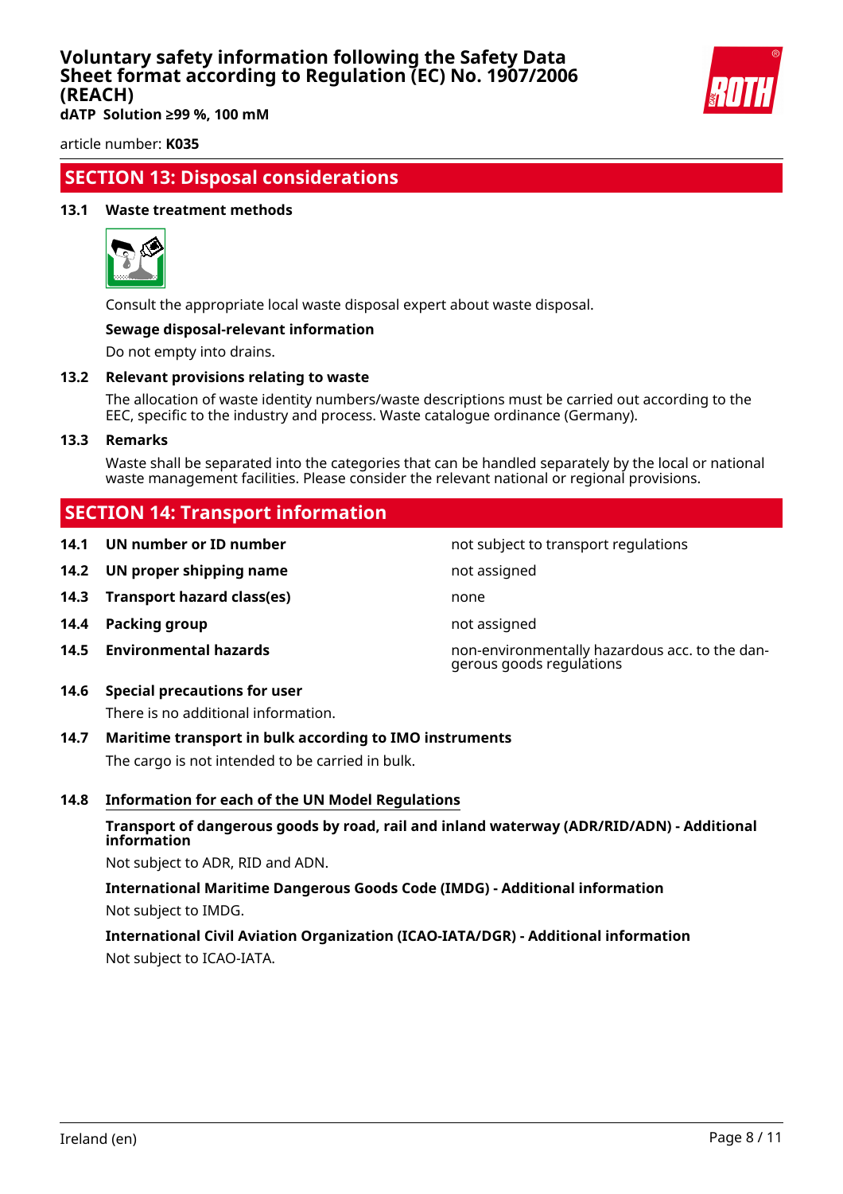## SECTION 13: Disposal considerations

### 13.1 Waste treatment methods

Consult the appropriate local waste disposal expert about waste disposal.

**Sewage disposal-relevant information**

Do not empty into drains.

### 13.2 Relevant provisions relating to waste

The allocation of waste identity numbers/waste descriptions must be carried out according to the EEC, specific to the industry and process. Waste catalogue ordinance (Germany).

### 13.3 Remarks

Waste shall be separated into the categories that can be handled separately by the local or national waste management facilities. Please consider the relevant national or regional provisions.

## SECTION 14: Transport information

| | | |
|---|---|---|
| **14.1** | **UN number or ID number** | not subject to transport regulations |
| **14.2** | **UN proper shipping name** | not assigned |
| **14.3** | **Transport hazard class(es)** | none |
| **14.4** | **Packing group** | not assigned |
| **14.5** | **Environmental hazards** | non-environmentally hazardous acc. to the dangerous goods regulations |

### 14.6 Special precautions for user

There is no additional information.

### 14.7 Maritime transport in bulk according to IMO instruments

The cargo is not intended to be carried in bulk.

### 14.8 Information for each of the UN Model Regulations

**Transport of dangerous goods by road, rail and inland waterway (ADR/RID/ADN) - Additional information**

Not subject to ADR, RID and ADN.

**International Maritime Dangerous Goods Code (IMDG) - Additional information**

Not subject to IMDG.

**International Civil Aviation Organization (ICAO-IATA/DGR) - Additional information**

Not subject to ICAO-IATA.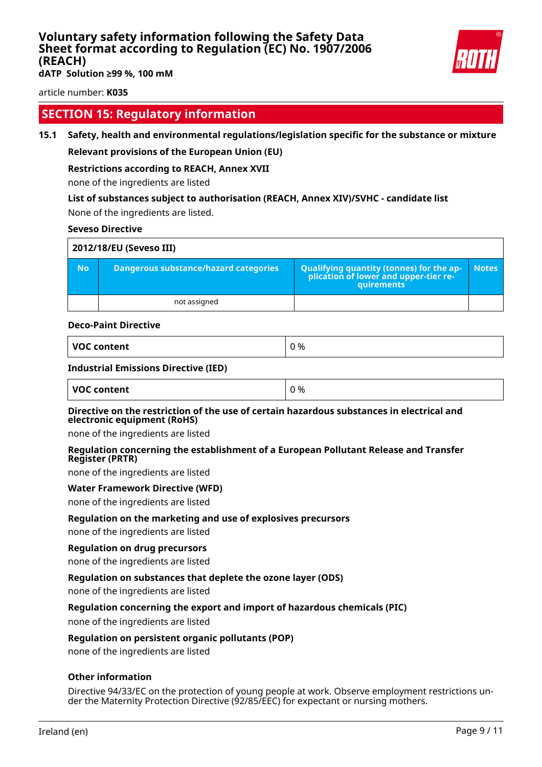## SECTION 15: Regulatory information

### 15.1 Safety, health and environmental regulations/legislation specific for the substance or mixture

**Relevant provisions of the European Union (EU)**

**Restrictions according to REACH, Annex XVII**

none of the ingredients are listed

**List of substances subject to authorisation (REACH, Annex XIV)/SVHC - candidate list**

None of the ingredients are listed.

**Seveso Directive**

| 2012/18/EU (Seveso III) | | | |
|---|---|---|---|
| **No** | **Dangerous substance/hazard categories** | **Qualifying quantity (tonnes) for the application of lower and upper-tier requirements** | **Notes** |
| | not assigned | | |

**Deco-Paint Directive**

| **VOC content** | 0 % |
|---|---|

**Industrial Emissions Directive (IED)**

| **VOC content** | 0 % |
|---|---|

**Directive on the restriction of the use of certain hazardous substances in electrical and electronic equipment (RoHS)**

none of the ingredients are listed

**Regulation concerning the establishment of a European Pollutant Release and Transfer Register (PRTR)**

none of the ingredients are listed

**Water Framework Directive (WFD)**

none of the ingredients are listed

**Regulation on the marketing and use of explosives precursors**

none of the ingredients are listed

**Regulation on drug precursors**

none of the ingredients are listed

**Regulation on substances that deplete the ozone layer (ODS)**

none of the ingredients are listed

**Regulation concerning the export and import of hazardous chemicals (PIC)**

none of the ingredients are listed

**Regulation on persistent organic pollutants (POP)**

none of the ingredients are listed

**Other information**

Directive 94/33/EC on the protection of young people at work. Observe employment restrictions under the Maternity Protection Directive (92/85/EEC) for expectant or nursing mothers.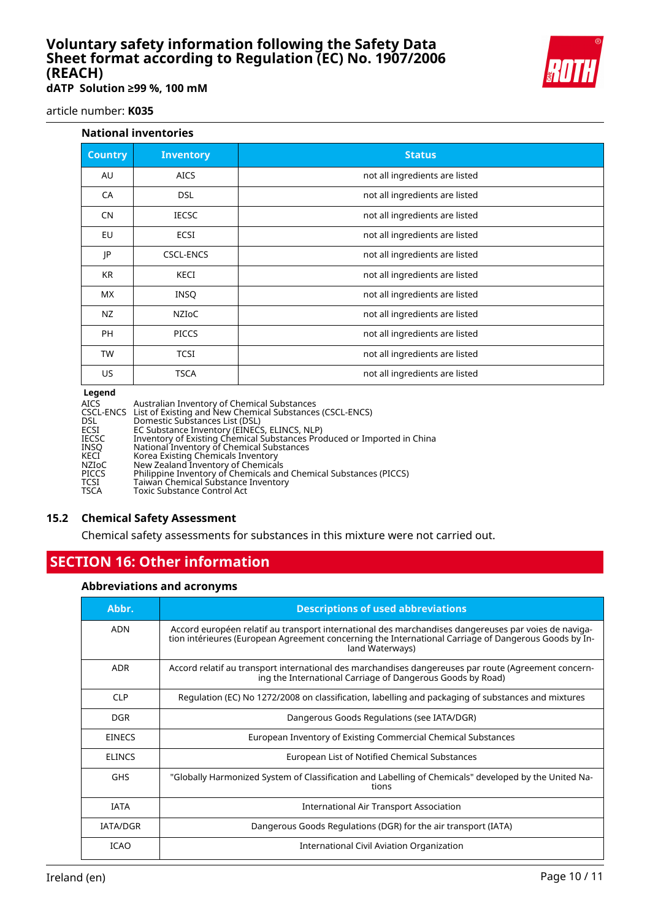#### National inventories

| Country | Inventory | Status |
|---|---|---|
| AU | AICS | not all ingredients are listed |
| CA | DSL | not all ingredients are listed |
| CN | IECSC | not all ingredients are listed |
| EU | ECSI | not all ingredients are listed |
| JP | CSCL-ENCS | not all ingredients are listed |
| KR | KECI | not all ingredients are listed |
| MX | INSQ | not all ingredients are listed |
| NZ | NZIoC | not all ingredients are listed |
| PH | PICCS | not all ingredients are listed |
| TW | TCSI | not all ingredients are listed |
| US | TSCA | not all ingredients are listed |

**Legend**

AICS Australian Inventory of Chemical Substances
CSCL-ENCS List of Existing and New Chemical Substances (CSCL-ENCS)
DSL Domestic Substances List (DSL)
ECSI EC Substance Inventory (EINECS, ELINCS, NLP)
IECSC Inventory of Existing Chemical Substances Produced or Imported in China
INSQ National Inventory of Chemical Substances
KECI Korea Existing Chemicals Inventory
NZIoC New Zealand Inventory of Chemicals
PICCS Philippine Inventory of Chemicals and Chemical Substances (PICCS)
TCSI Taiwan Chemical Substance Inventory
TSCA Toxic Substance Control Act

### 15.2 Chemical Safety Assessment

Chemical safety assessments for substances in this mixture were not carried out.

## SECTION 16: Other information

#### Abbreviations and acronyms

| Abbr. | Descriptions of used abbreviations |
|---|---|
| ADN | Accord européen relatif au transport international des marchandises dangereuses par voies de navigation intérieures (European Agreement concerning the International Carriage of Dangerous Goods by Inland Waterways) |
| ADR | Accord relatif au transport international des marchandises dangereuses par route (Agreement concerning the International Carriage of Dangerous Goods by Road) |
| CLP | Regulation (EC) No 1272/2008 on classification, labelling and packaging of substances and mixtures |
| DGR | Dangerous Goods Regulations (see IATA/DGR) |
| EINECS | European Inventory of Existing Commercial Chemical Substances |
| ELINCS | European List of Notified Chemical Substances |
| GHS | "Globally Harmonized System of Classification and Labelling of Chemicals" developed by the United Nations |
| IATA | International Air Transport Association |
| IATA/DGR | Dangerous Goods Regulations (DGR) for the air transport (IATA) |
| ICAO | International Civil Aviation Organization |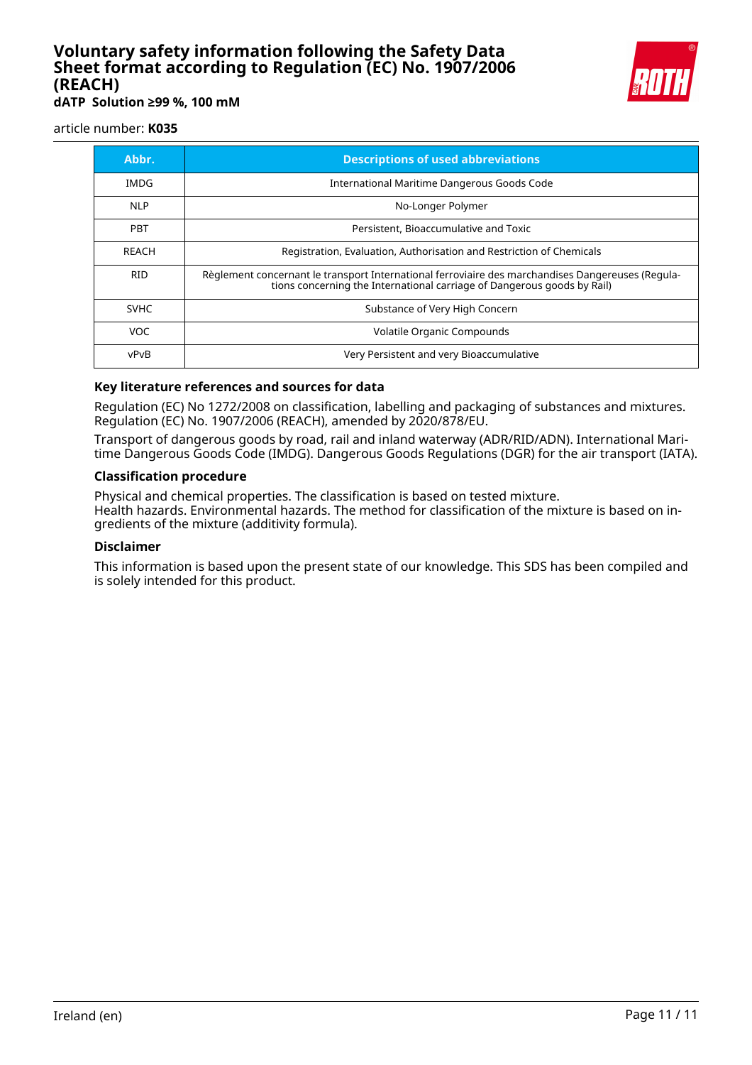| Abbr. | Descriptions of used abbreviations |
|---|---|
| IMDG | International Maritime Dangerous Goods Code |
| NLP | No-Longer Polymer |
| PBT | Persistent, Bioaccumulative and Toxic |
| REACH | Registration, Evaluation, Authorisation and Restriction of Chemicals |
| RID | Règlement concernant le transport International ferroviaire des marchandises Dangereuses (Regulations concerning the International carriage of Dangerous goods by Rail) |
| SVHC | Substance of Very High Concern |
| VOC | Volatile Organic Compounds |
| vPvB | Very Persistent and very Bioaccumulative |

### Key literature references and sources for data

Regulation (EC) No 1272/2008 on classification, labelling and packaging of substances and mixtures. Regulation (EC) No. 1907/2006 (REACH), amended by 2020/878/EU.

Transport of dangerous goods by road, rail and inland waterway (ADR/RID/ADN). International Maritime Dangerous Goods Code (IMDG). Dangerous Goods Regulations (DGR) for the air transport (IATA).

### Classification procedure

Physical and chemical properties. The classification is based on tested mixture.
Health hazards. Environmental hazards. The method for classification of the mixture is based on ingredients of the mixture (additivity formula).

### Disclaimer

This information is based upon the present state of our knowledge. This SDS has been compiled and is solely intended for this product.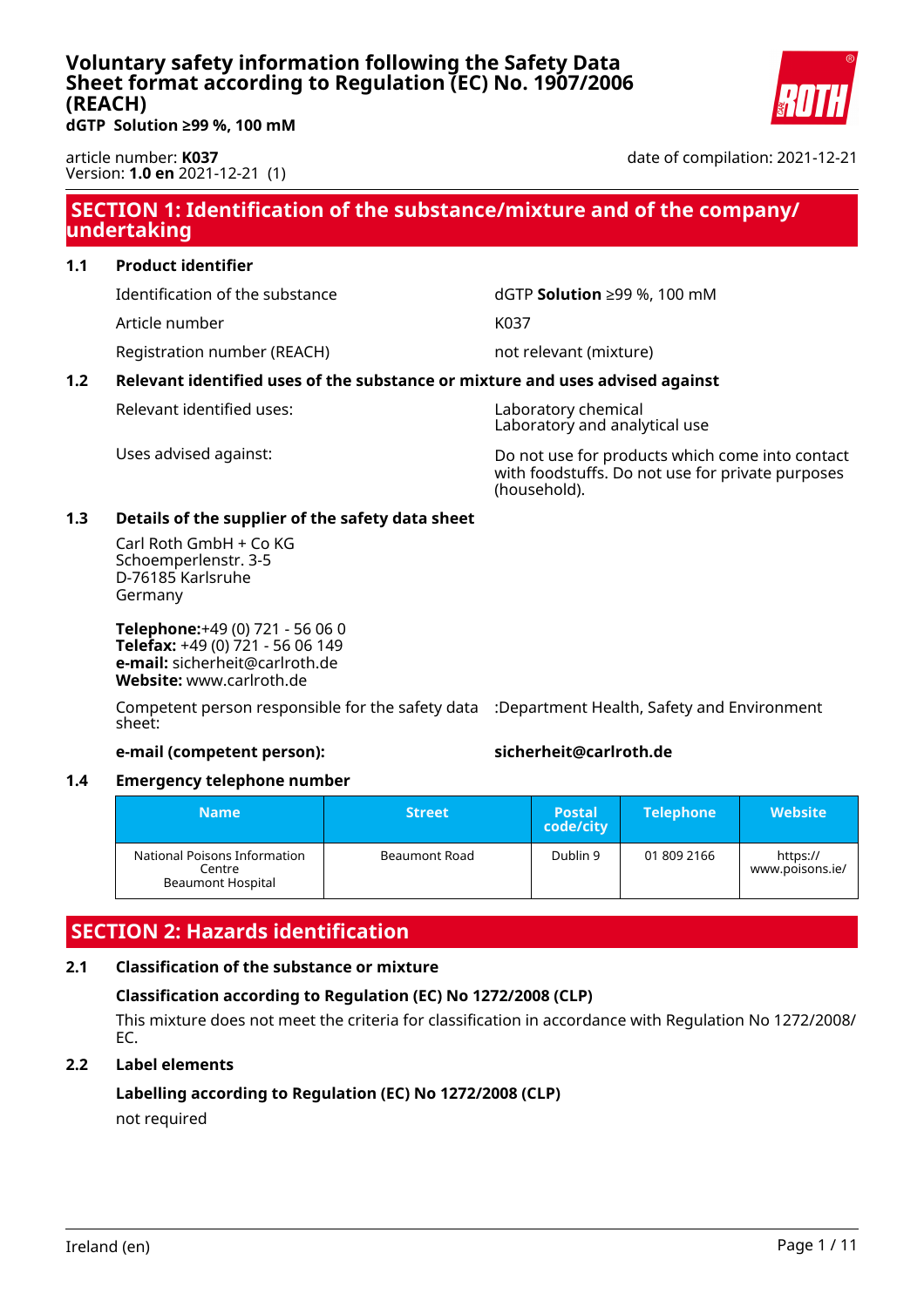# Voluntary safety information following the Safety Data Sheet format according to Regulation (EC) No. 1907/2006 (REACH)

**dGTP Solution ≥99 %, 100 mM**

article number: **K037**
Version: **1.0 en** 2021-12-21 (1)

date of compilation: 2021-12-21

## SECTION 1: Identification of the substance/mixture and of the company/ undertaking

### 1.1 Product identifier

| | |
|---|---|
| Identification of the substance | dGTP **Solution** ≥99 %, 100 mM |
| Article number | K037 |
| Registration number (REACH) | not relevant (mixture) |

### 1.2 Relevant identified uses of the substance or mixture and uses advised against

| | |
|---|---|
| Relevant identified uses: | Laboratory chemical<br>Laboratory and analytical use |
| Uses advised against: | Do not use for products which come into contact with foodstuffs. Do not use for private purposes (household). |

### 1.3 Details of the supplier of the safety data sheet

Carl Roth GmbH + Co KG
Schoemperlenstr. 3-5
D-76185 Karlsruhe
Germany

**Telephone:**+49 (0) 721 - 56 06 0
**Telefax:** +49 (0) 721 - 56 06 149
**e-mail:** sicherheit@carlroth.de
**Website:** www.carlroth.de

Competent person responsible for the safety data sheet: :Department Health, Safety and Environment

**e-mail (competent person):** **sicherheit@carlroth.de**

### 1.4 Emergency telephone number

| Name | Street | Postal code/city | Telephone | Website |
|---|---|---|---|---|
| National Poisons Information Centre Beaumont Hospital | Beaumont Road | Dublin 9 | 01 809 2166 | https://www.poisons.ie/ |

## SECTION 2: Hazards identification

### 2.1 Classification of the substance or mixture

**Classification according to Regulation (EC) No 1272/2008 (CLP)**

This mixture does not meet the criteria for classification in accordance with Regulation No 1272/2008/EC.

### 2.2 Label elements

**Labelling according to Regulation (EC) No 1272/2008 (CLP)**

not required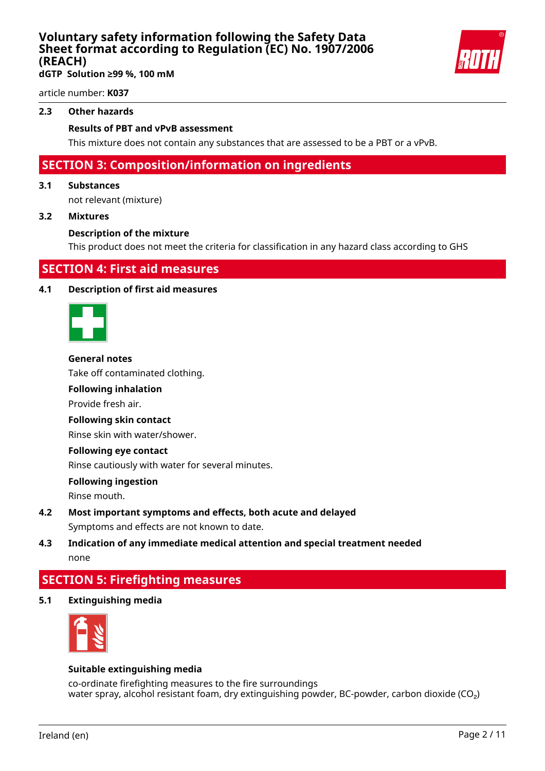### 2.3 Other hazards

**Results of PBT and vPvB assessment**

This mixture does not contain any substances that are assessed to be a PBT or a vPvB.

## SECTION 3: Composition/information on ingredients

### 3.1 Substances

not relevant (mixture)

### 3.2 Mixtures

**Description of the mixture**

This product does not meet the criteria for classification in any hazard class according to GHS

## SECTION 4: First aid measures

### 4.1 Description of first aid measures

**General notes**

Take off contaminated clothing.

**Following inhalation**

Provide fresh air.

**Following skin contact**

Rinse skin with water/shower.

**Following eye contact**

Rinse cautiously with water for several minutes.

**Following ingestion**

Rinse mouth.

### 4.2 Most important symptoms and effects, both acute and delayed

Symptoms and effects are not known to date.

### 4.3 Indication of any immediate medical attention and special treatment needed

none

## SECTION 5: Firefighting measures

### 5.1 Extinguishing media

**Suitable extinguishing media**

co-ordinate firefighting measures to the fire surroundings
water spray, alcohol resistant foam, dry extinguishing powder, BC-powder, carbon dioxide ($CO_2$)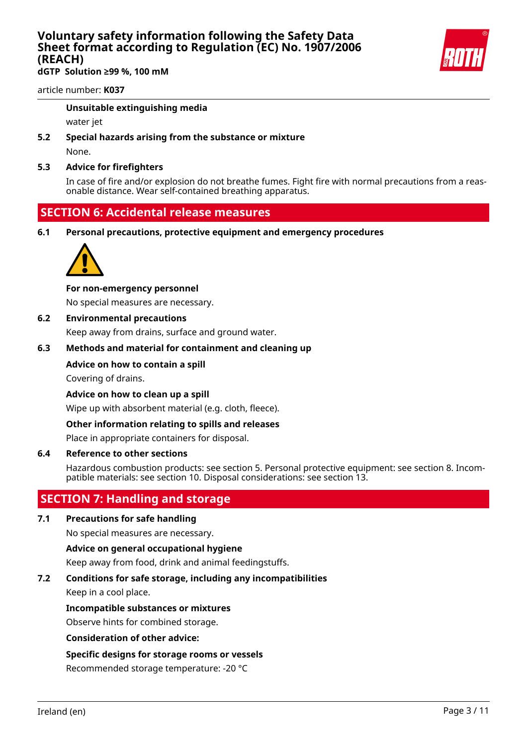**Unsuitable extinguishing media**

water jet

**5.2 Special hazards arising from the substance or mixture**

None.

**5.3 Advice for firefighters**

In case of fire and/or explosion do not breathe fumes. Fight fire with normal precautions from a reasonable distance. Wear self-contained breathing apparatus.

## SECTION 6: Accidental release measures

**6.1 Personal precautions, protective equipment and emergency procedures**

**For non-emergency personnel**

No special measures are necessary.

**6.2 Environmental precautions**

Keep away from drains, surface and ground water.

**6.3 Methods and material for containment and cleaning up**

**Advice on how to contain a spill**

Covering of drains.

**Advice on how to clean up a spill**

Wipe up with absorbent material (e.g. cloth, fleece).

**Other information relating to spills and releases**

Place in appropriate containers for disposal.

**6.4 Reference to other sections**

Hazardous combustion products: see section 5. Personal protective equipment: see section 8. Incompatible materials: see section 10. Disposal considerations: see section 13.

## SECTION 7: Handling and storage

**7.1 Precautions for safe handling**

No special measures are necessary.

**Advice on general occupational hygiene**

Keep away from food, drink and animal feedingstuffs.

**7.2 Conditions for safe storage, including any incompatibilities**

Keep in a cool place.

**Incompatible substances or mixtures**

Observe hints for combined storage.

**Consideration of other advice:**

**Specific designs for storage rooms or vessels**

Recommended storage temperature: -20 °C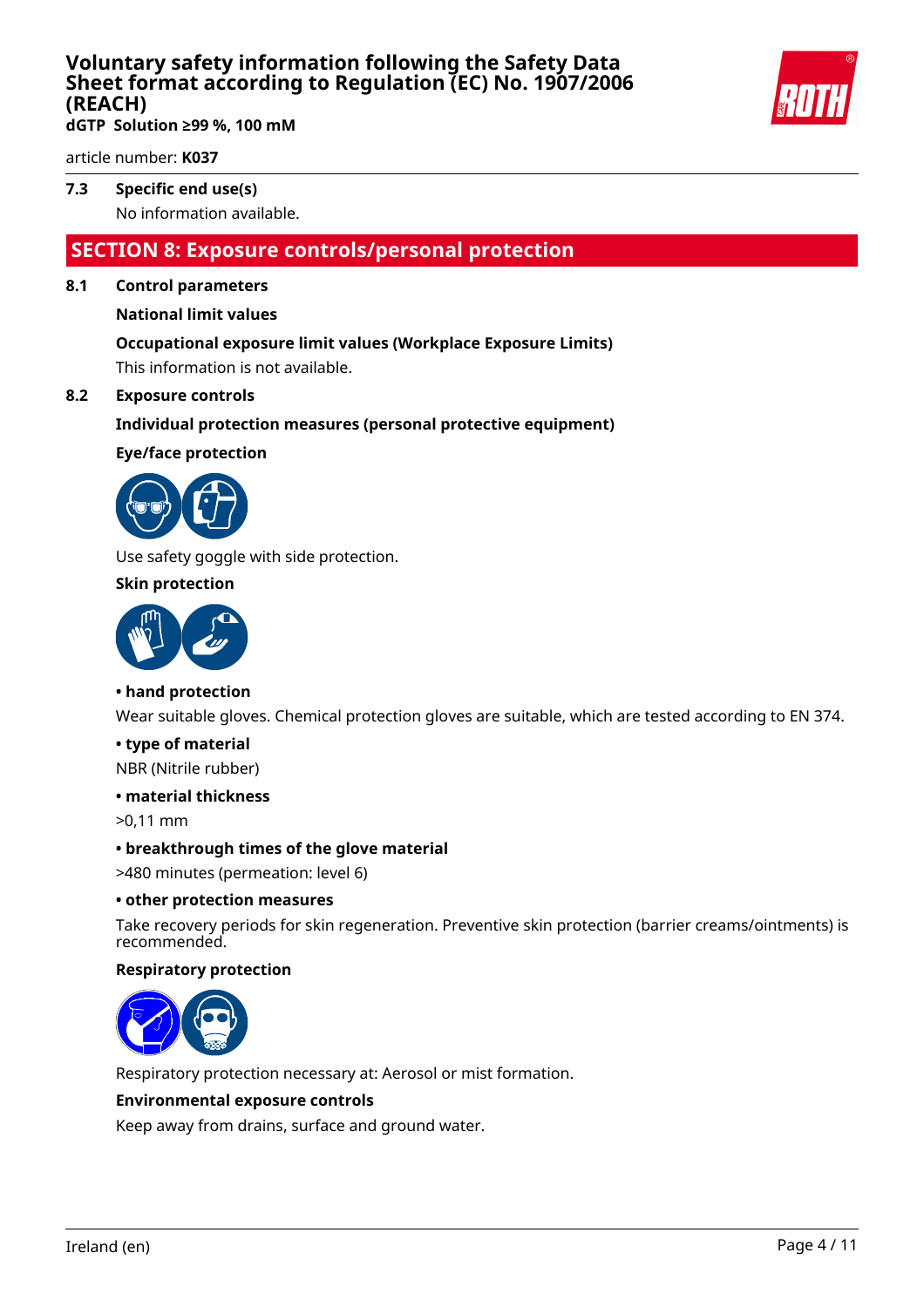### 7.3 Specific end use(s)

No information available.

## SECTION 8: Exposure controls/personal protection

### 8.1 Control parameters

**National limit values**

**Occupational exposure limit values (Workplace Exposure Limits)**

This information is not available.

### 8.2 Exposure controls

**Individual protection measures (personal protective equipment)**

**Eye/face protection**

Use safety goggle with side protection.

**Skin protection**

**• hand protection**

Wear suitable gloves. Chemical protection gloves are suitable, which are tested according to EN 374.

**• type of material**

NBR (Nitrile rubber)

**• material thickness**

>0,11 mm

**• breakthrough times of the glove material**

>480 minutes (permeation: level 6)

**• other protection measures**

Take recovery periods for skin regeneration. Preventive skin protection (barrier creams/ointments) is recommended.

**Respiratory protection**

Respiratory protection necessary at: Aerosol or mist formation.

**Environmental exposure controls**

Keep away from drains, surface and ground water.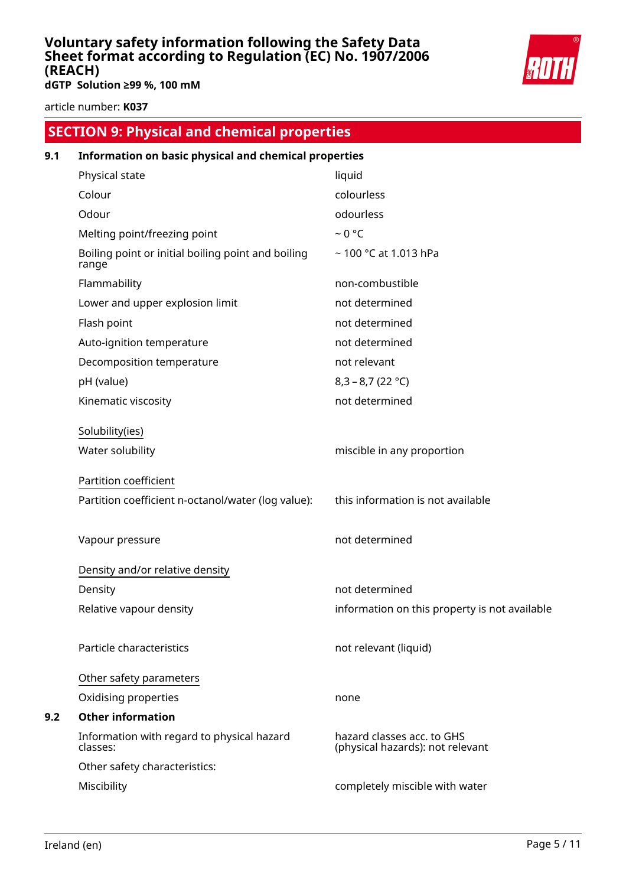## SECTION 9: Physical and chemical properties

### 9.1 Information on basic physical and chemical properties

| | |
|---|---|
| Physical state | liquid |
| Colour | colourless |
| Odour | odourless |
| Melting point/freezing point | ~ 0 °C |
| Boiling point or initial boiling point and boiling range | ~ 100 °C at 1.013 hPa |
| Flammability | non-combustible |
| Lower and upper explosion limit | not determined |
| Flash point | not determined |
| Auto-ignition temperature | not determined |
| Decomposition temperature | not relevant |
| pH (value) | 8,3 – 8,7 (22 °C) |
| Kinematic viscosity | not determined |

Solubility(ies)

| | |
|---|---|
| Water solubility | miscible in any proportion |

Partition coefficient

| | |
|---|---|
| Partition coefficient n-octanol/water (log value): | this information is not available |
| Vapour pressure | not determined |

Density and/or relative density

| | |
|---|---|
| Density | not determined |
| Relative vapour density | information on this property is not available |
| Particle characteristics | not relevant (liquid) |

Other safety parameters

| | |
|---|---|
| Oxidising properties | none |

### 9.2 Other information

| | |
|---|---|
| Information with regard to physical hazard classes: | hazard classes acc. to GHS (physical hazards): not relevant |
| Other safety characteristics: | |
| Miscibility | completely miscible with water |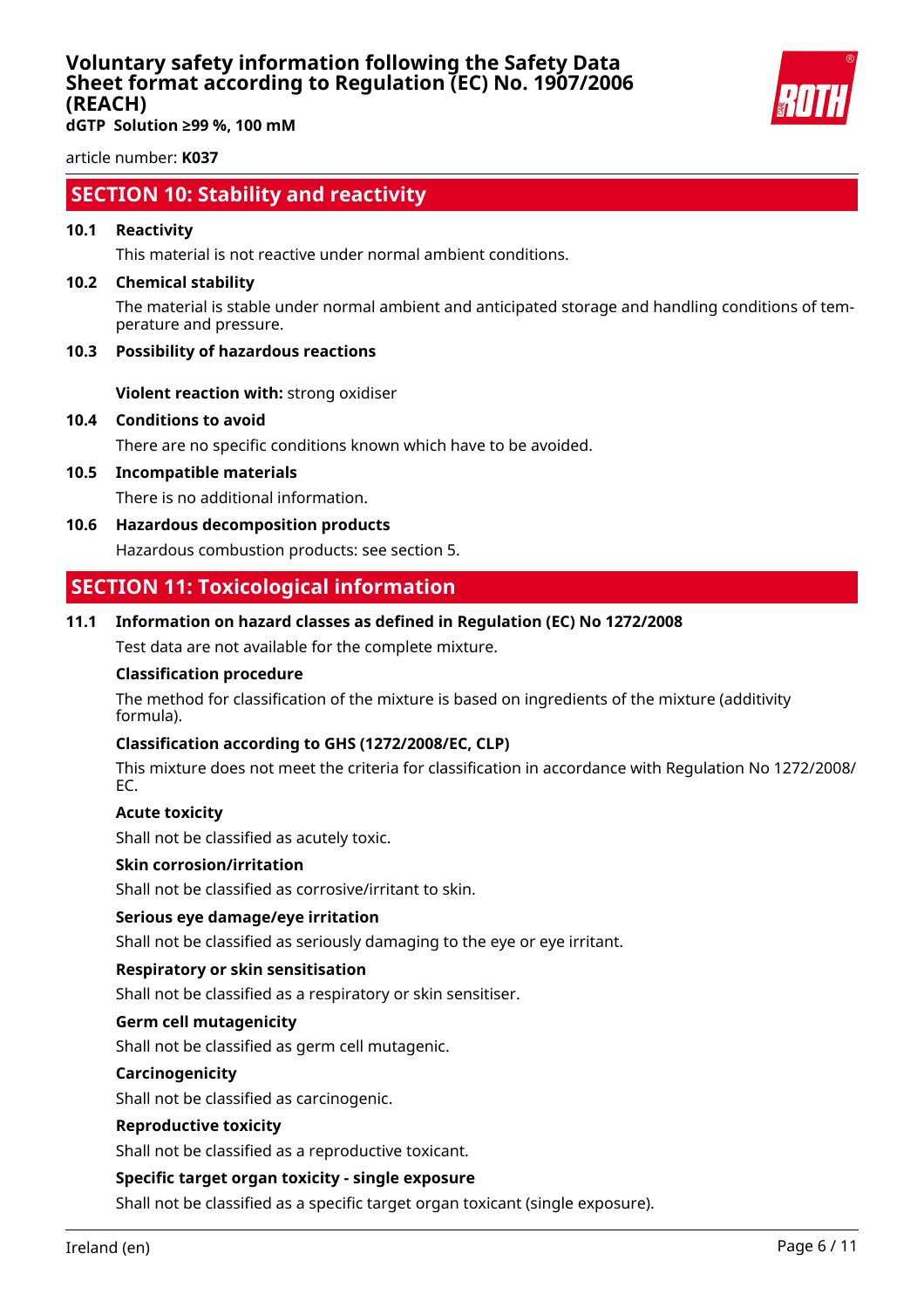## SECTION 10: Stability and reactivity

**10.1 Reactivity**

This material is not reactive under normal ambient conditions.

**10.2 Chemical stability**

The material is stable under normal ambient and anticipated storage and handling conditions of temperature and pressure.

**10.3 Possibility of hazardous reactions**

**Violent reaction with:** strong oxidiser

**10.4 Conditions to avoid**

There are no specific conditions known which have to be avoided.

**10.5 Incompatible materials**

There is no additional information.

**10.6 Hazardous decomposition products**

Hazardous combustion products: see section 5.

## SECTION 11: Toxicological information

**11.1 Information on hazard classes as defined in Regulation (EC) No 1272/2008**

Test data are not available for the complete mixture.

**Classification procedure**

The method for classification of the mixture is based on ingredients of the mixture (additivity formula).

**Classification according to GHS (1272/2008/EC, CLP)**

This mixture does not meet the criteria for classification in accordance with Regulation No 1272/2008/EC.

**Acute toxicity**

Shall not be classified as acutely toxic.

**Skin corrosion/irritation**

Shall not be classified as corrosive/irritant to skin.

**Serious eye damage/eye irritation**

Shall not be classified as seriously damaging to the eye or eye irritant.

**Respiratory or skin sensitisation**

Shall not be classified as a respiratory or skin sensitiser.

**Germ cell mutagenicity**

Shall not be classified as germ cell mutagenic.

**Carcinogenicity**

Shall not be classified as carcinogenic.

**Reproductive toxicity**

Shall not be classified as a reproductive toxicant.

**Specific target organ toxicity - single exposure**

Shall not be classified as a specific target organ toxicant (single exposure).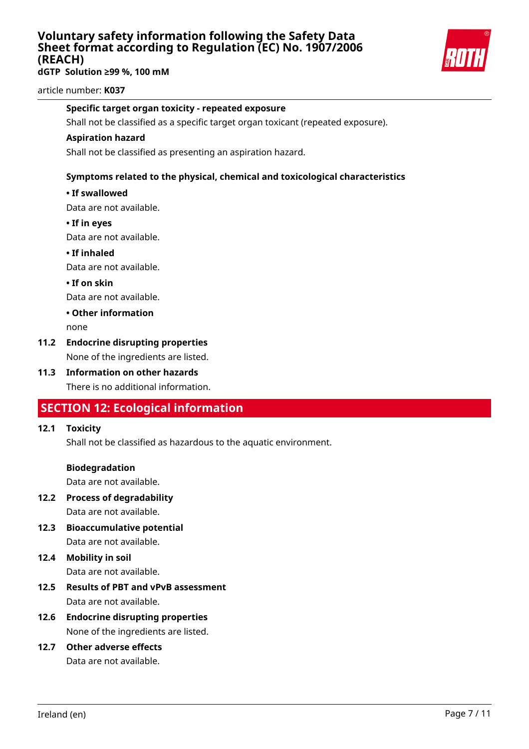**Specific target organ toxicity - repeated exposure**

Shall not be classified as a specific target organ toxicant (repeated exposure).

**Aspiration hazard**

Shall not be classified as presenting an aspiration hazard.

**Symptoms related to the physical, chemical and toxicological characteristics**

**• If swallowed**

Data are not available.

**• If in eyes**

Data are not available.

**• If inhaled**

Data are not available.

**• If on skin**

Data are not available.

**• Other information**

none

### 11.2 Endocrine disrupting properties

None of the ingredients are listed.

### 11.3 Information on other hazards

There is no additional information.

## SECTION 12: Ecological information

### 12.1 Toxicity

Shall not be classified as hazardous to the aquatic environment.

**Biodegradation**

Data are not available.

### 12.2 Process of degradability

Data are not available.

### 12.3 Bioaccumulative potential

Data are not available.

### 12.4 Mobility in soil

Data are not available.

### 12.5 Results of PBT and vPvB assessment

Data are not available.

### 12.6 Endocrine disrupting properties

None of the ingredients are listed.

### 12.7 Other adverse effects

Data are not available.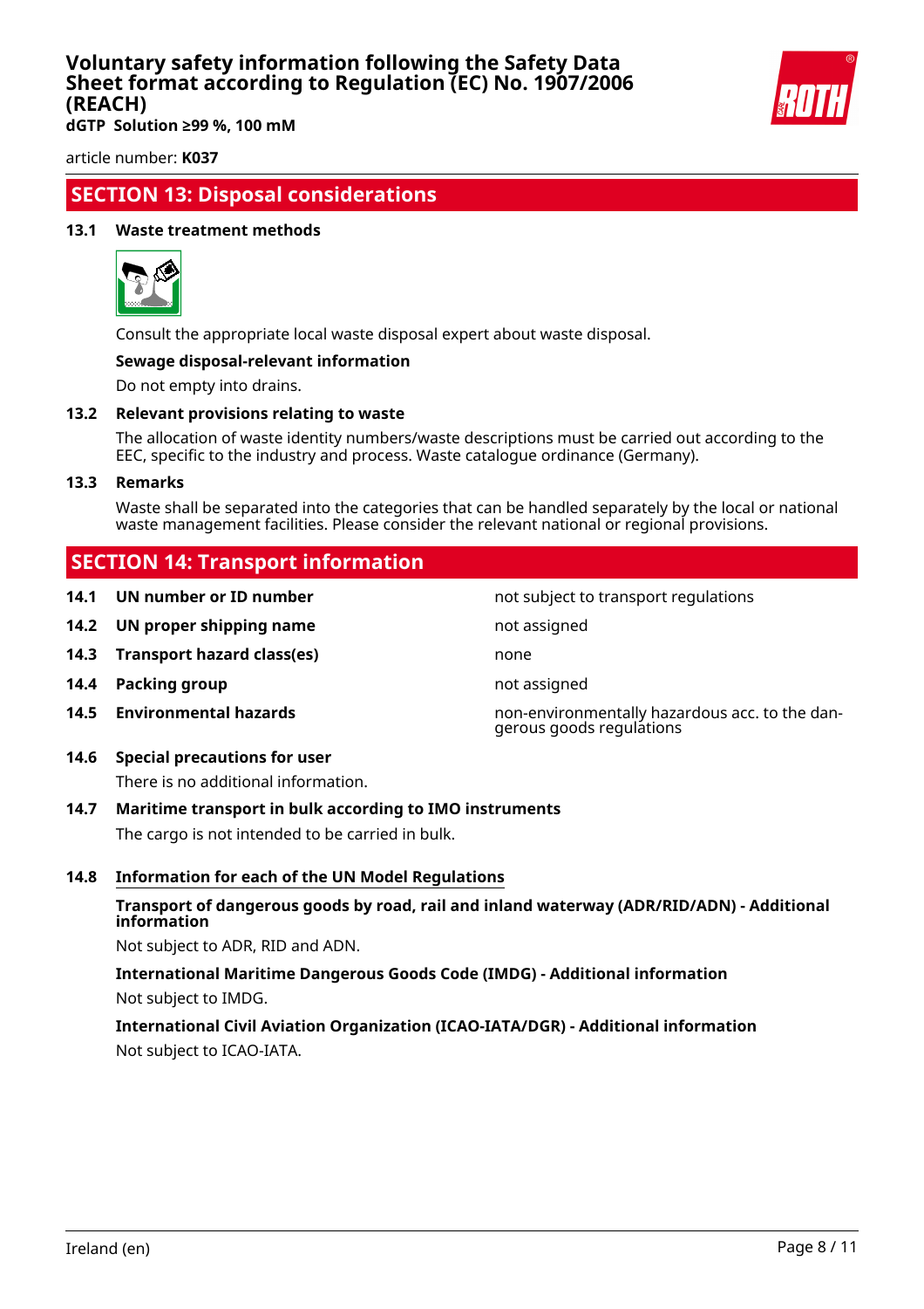## SECTION 13: Disposal considerations

### 13.1 Waste treatment methods

Consult the appropriate local waste disposal expert about waste disposal.

**Sewage disposal-relevant information**

Do not empty into drains.

### 13.2 Relevant provisions relating to waste

The allocation of waste identity numbers/waste descriptions must be carried out according to the EEC, specific to the industry and process. Waste catalogue ordinance (Germany).

### 13.3 Remarks

Waste shall be separated into the categories that can be handled separately by the local or national waste management facilities. Please consider the relevant national or regional provisions.

## SECTION 14: Transport information

| | | |
|---|---|---|
| **14.1** | **UN number or ID number** | not subject to transport regulations |
| **14.2** | **UN proper shipping name** | not assigned |
| **14.3** | **Transport hazard class(es)** | none |
| **14.4** | **Packing group** | not assigned |
| **14.5** | **Environmental hazards** | non-environmentally hazardous acc. to the dangerous goods regulations |

### 14.6 Special precautions for user

There is no additional information.

### 14.7 Maritime transport in bulk according to IMO instruments

The cargo is not intended to be carried in bulk.

### 14.8 Information for each of the UN Model Regulations

**Transport of dangerous goods by road, rail and inland waterway (ADR/RID/ADN) - Additional information**

Not subject to ADR, RID and ADN.

**International Maritime Dangerous Goods Code (IMDG) - Additional information**

Not subject to IMDG.

**International Civil Aviation Organization (ICAO-IATA/DGR) - Additional information**

Not subject to ICAO-IATA.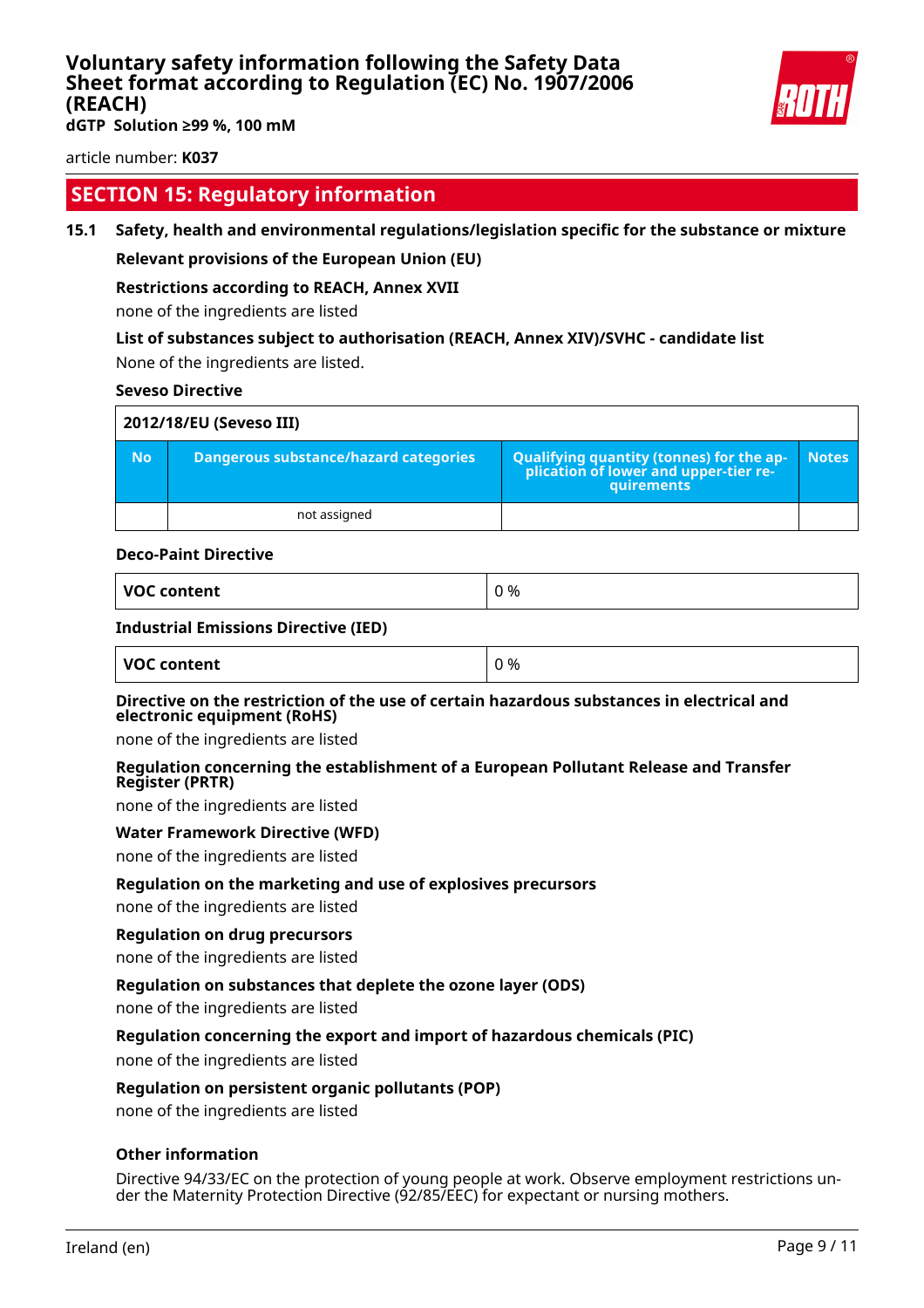## SECTION 15: Regulatory information

### 15.1 Safety, health and environmental regulations/legislation specific for the substance or mixture

**Relevant provisions of the European Union (EU)**

**Restrictions according to REACH, Annex XVII**

none of the ingredients are listed

**List of substances subject to authorisation (REACH, Annex XIV)/SVHC - candidate list**

None of the ingredients are listed.

**Seveso Directive**

| 2012/18/EU (Seveso III) | | | |
|---|---|---|---|
| **No** | **Dangerous substance/hazard categories** | **Qualifying quantity (tonnes) for the application of lower and upper-tier requirements** | **Notes** |
| | not assigned | | |

**Deco-Paint Directive**

| VOC content | 0 % |
|---|---|

**Industrial Emissions Directive (IED)**

| VOC content | 0 % |
|---|---|

**Directive on the restriction of the use of certain hazardous substances in electrical and electronic equipment (RoHS)**

none of the ingredients are listed

**Regulation concerning the establishment of a European Pollutant Release and Transfer Register (PRTR)**

none of the ingredients are listed

**Water Framework Directive (WFD)**

none of the ingredients are listed

**Regulation on the marketing and use of explosives precursors**

none of the ingredients are listed

**Regulation on drug precursors**

none of the ingredients are listed

**Regulation on substances that deplete the ozone layer (ODS)**

none of the ingredients are listed

**Regulation concerning the export and import of hazardous chemicals (PIC)**

none of the ingredients are listed

**Regulation on persistent organic pollutants (POP)**

none of the ingredients are listed

**Other information**

Directive 94/33/EC on the protection of young people at work. Observe employment restrictions under the Maternity Protection Directive (92/85/EEC) for expectant or nursing mothers.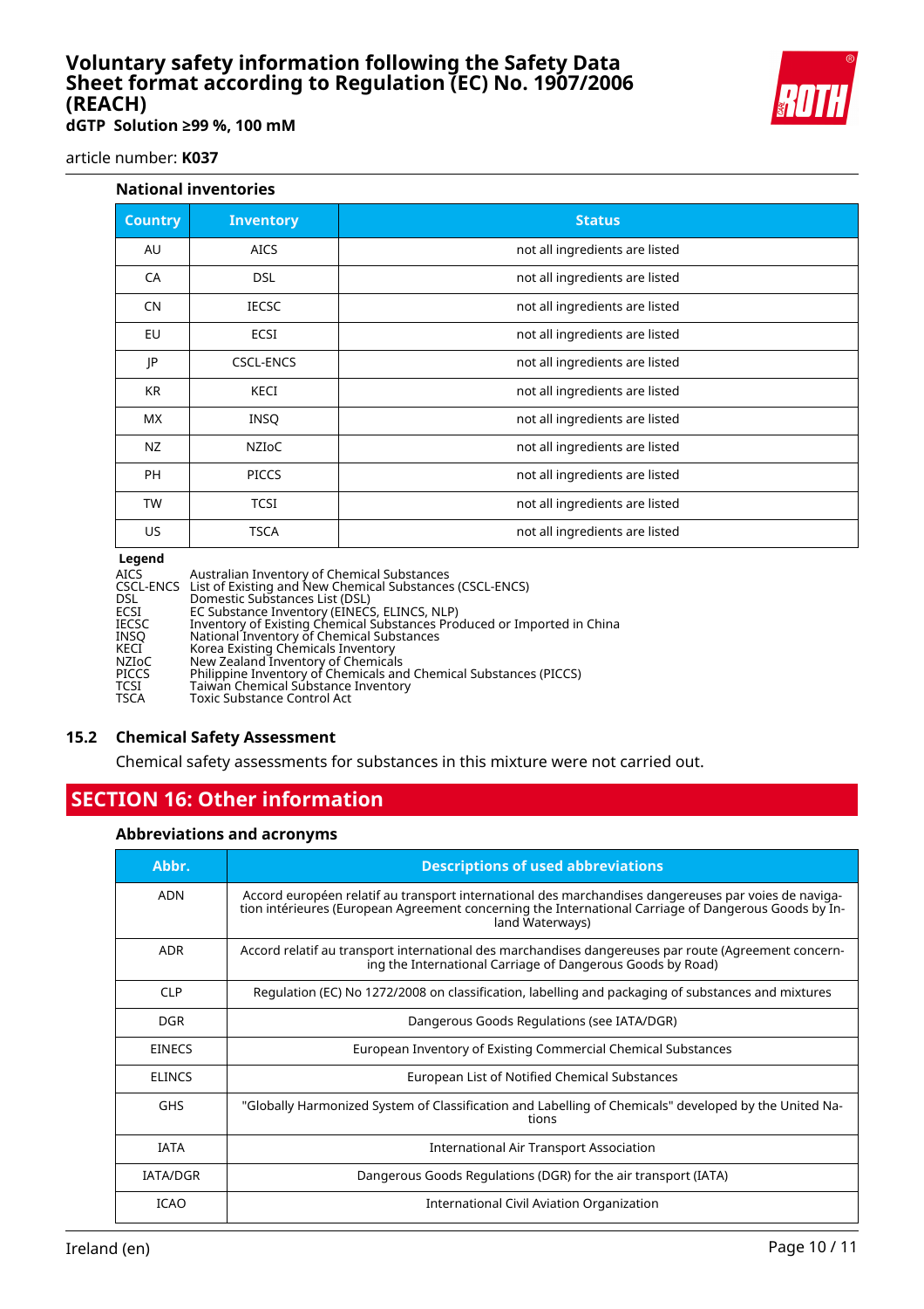### National inventories

| Country | Inventory | Status |
|---|---|---|
| AU | AICS | not all ingredients are listed |
| CA | DSL | not all ingredients are listed |
| CN | IECSC | not all ingredients are listed |
| EU | ECSI | not all ingredients are listed |
| JP | CSCL-ENCS | not all ingredients are listed |
| KR | KECI | not all ingredients are listed |
| MX | INSQ | not all ingredients are listed |
| NZ | NZIoC | not all ingredients are listed |
| PH | PICCS | not all ingredients are listed |
| TW | TCSI | not all ingredients are listed |
| US | TSCA | not all ingredients are listed |

**Legend**

AICS Australian Inventory of Chemical Substances
CSCL-ENCS List of Existing and New Chemical Substances (CSCL-ENCS)
DSL Domestic Substances List (DSL)
ECSI EC Substance Inventory (EINECS, ELINCS, NLP)
IECSC Inventory of Existing Chemical Substances Produced or Imported in China
INSQ National Inventory of Chemical Substances
KECI Korea Existing Chemicals Inventory
NZIoC New Zealand Inventory of Chemicals
PICCS Philippine Inventory of Chemicals and Chemical Substances (PICCS)
TCSI Taiwan Chemical Substance Inventory
TSCA Toxic Substance Control Act

## 15.2 Chemical Safety Assessment

Chemical safety assessments for substances in this mixture were not carried out.

# SECTION 16: Other information

### Abbreviations and acronyms

| Abbr. | Descriptions of used abbreviations |
|---|---|
| ADN | Accord européen relatif au transport international des marchandises dangereuses par voies de navigation intérieures (European Agreement concerning the International Carriage of Dangerous Goods by Inland Waterways) |
| ADR | Accord relatif au transport international des marchandises dangereuses par route (Agreement concerning the International Carriage of Dangerous Goods by Road) |
| CLP | Regulation (EC) No 1272/2008 on classification, labelling and packaging of substances and mixtures |
| DGR | Dangerous Goods Regulations (see IATA/DGR) |
| EINECS | European Inventory of Existing Commercial Chemical Substances |
| ELINCS | European List of Notified Chemical Substances |
| GHS | "Globally Harmonized System of Classification and Labelling of Chemicals" developed by the United Nations |
| IATA | International Air Transport Association |
| IATA/DGR | Dangerous Goods Regulations (DGR) for the air transport (IATA) |
| ICAO | International Civil Aviation Organization |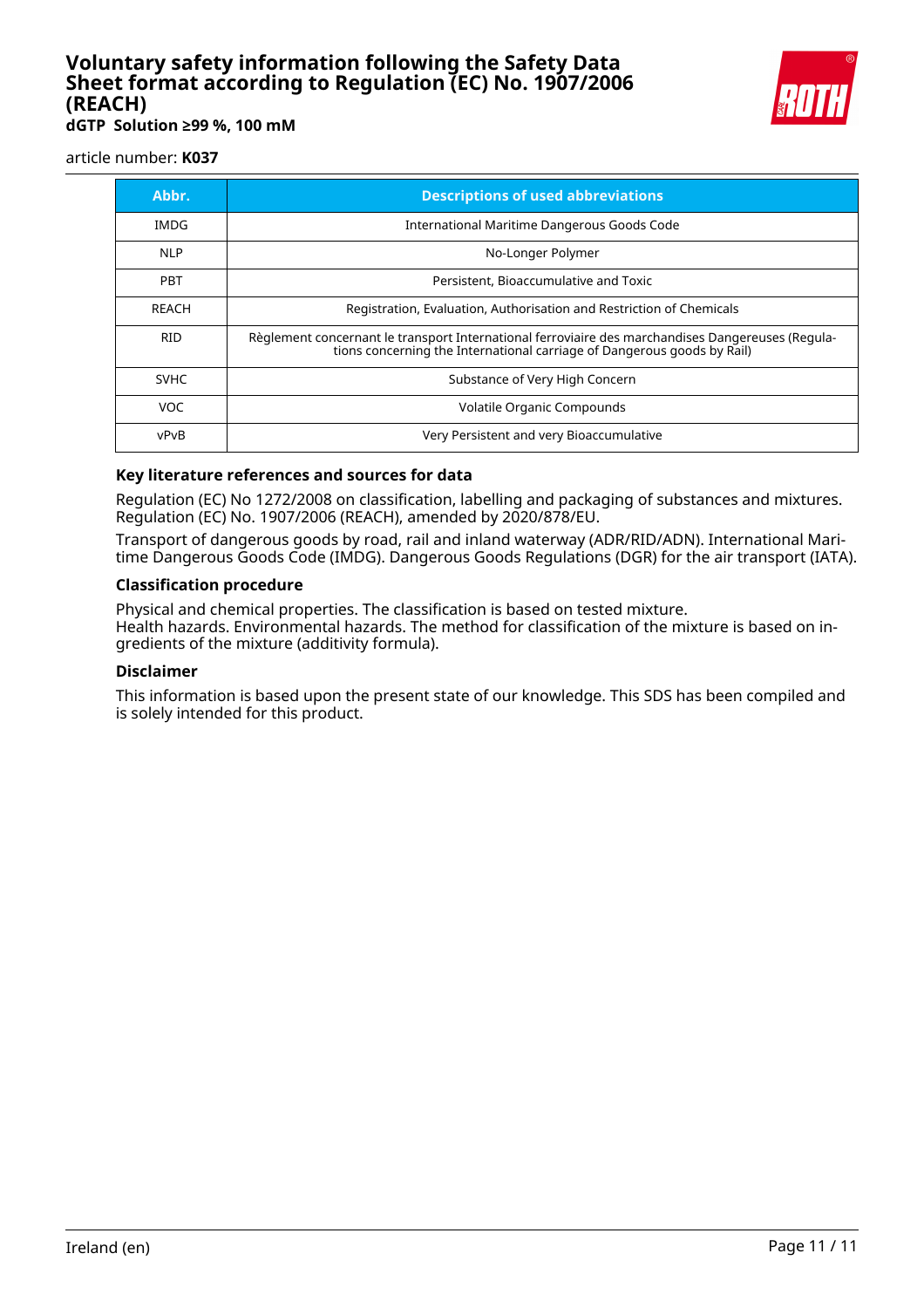| Abbr. | Descriptions of used abbreviations |
|---|---|
| IMDG | International Maritime Dangerous Goods Code |
| NLP | No-Longer Polymer |
| PBT | Persistent, Bioaccumulative and Toxic |
| REACH | Registration, Evaluation, Authorisation and Restriction of Chemicals |
| RID | Règlement concernant le transport International ferroviaire des marchandises Dangereuses (Regulations concerning the International carriage of Dangerous goods by Rail) |
| SVHC | Substance of Very High Concern |
| VOC | Volatile Organic Compounds |
| vPvB | Very Persistent and very Bioaccumulative |

### Key literature references and sources for data

Regulation (EC) No 1272/2008 on classification, labelling and packaging of substances and mixtures. Regulation (EC) No. 1907/2006 (REACH), amended by 2020/878/EU.

Transport of dangerous goods by road, rail and inland waterway (ADR/RID/ADN). International Maritime Dangerous Goods Code (IMDG). Dangerous Goods Regulations (DGR) for the air transport (IATA).

### Classification procedure

Physical and chemical properties. The classification is based on tested mixture.
Health hazards. Environmental hazards. The method for classification of the mixture is based on ingredients of the mixture (additivity formula).

### Disclaimer

This information is based upon the present state of our knowledge. This SDS has been compiled and is solely intended for this product.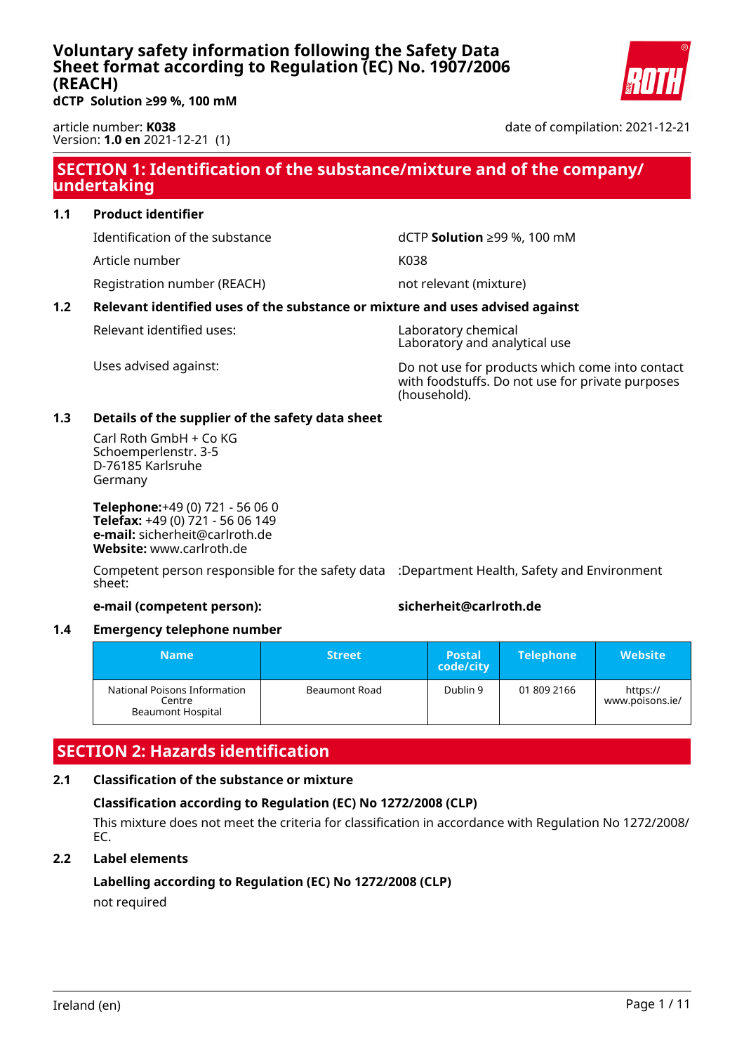# Voluntary safety information following the Safety Data Sheet format according to Regulation (EC) No. 1907/2006 (REACH)

**dCTP Solution ≥99 %, 100 mM**

article number: **K038**
Version: **1.0 en** 2021-12-21 (1)

date of compilation: 2021-12-21

## SECTION 1: Identification of the substance/mixture and of the company/undertaking

### 1.1 Product identifier

| | |
|---|---|
| Identification of the substance | dCTP **Solution** ≥99 %, 100 mM |
| Article number | K038 |
| Registration number (REACH) | not relevant (mixture) |

### 1.2 Relevant identified uses of the substance or mixture and uses advised against

| | |
|---|---|
| Relevant identified uses: | Laboratory chemical<br>Laboratory and analytical use |
| Uses advised against: | Do not use for products which come into contact with foodstuffs. Do not use for private purposes (household). |

### 1.3 Details of the supplier of the safety data sheet

Carl Roth GmbH + Co KG
Schoemperlenstr. 3-5
D-76185 Karlsruhe
Germany

**Telephone:**+49 (0) 721 - 56 06 0
**Telefax:** +49 (0) 721 - 56 06 149
**e-mail:** sicherheit@carlroth.de
**Website:** www.carlroth.de

Competent person responsible for the safety data sheet: :Department Health, Safety and Environment

**e-mail (competent person):** **sicherheit@carlroth.de**

### 1.4 Emergency telephone number

| Name | Street | Postal code/city | Telephone | Website |
|---|---|---|---|---|
| National Poisons Information Centre Beaumont Hospital | Beaumont Road | Dublin 9 | 01 809 2166 | https://www.poisons.ie/ |

## SECTION 2: Hazards identification

### 2.1 Classification of the substance or mixture

**Classification according to Regulation (EC) No 1272/2008 (CLP)**

This mixture does not meet the criteria for classification in accordance with Regulation No 1272/2008/EC.

### 2.2 Label elements

**Labelling according to Regulation (EC) No 1272/2008 (CLP)**

not required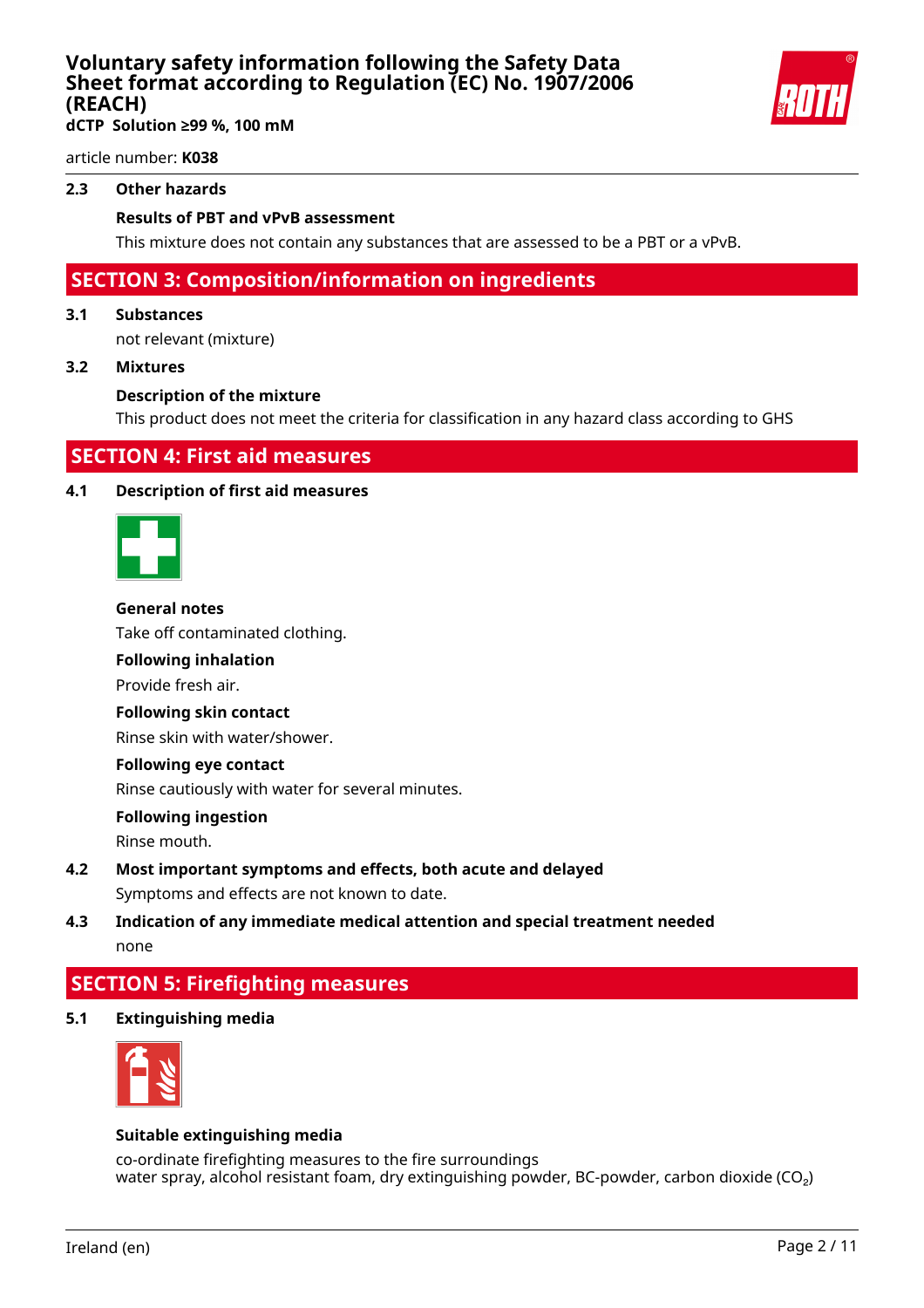### 2.3 Other hazards

**Results of PBT and vPvB assessment**

This mixture does not contain any substances that are assessed to be a PBT or a vPvB.

## SECTION 3: Composition/information on ingredients

### 3.1 Substances

not relevant (mixture)

### 3.2 Mixtures

**Description of the mixture**

This product does not meet the criteria for classification in any hazard class according to GHS

## SECTION 4: First aid measures

### 4.1 Description of first aid measures

**General notes**

Take off contaminated clothing.

**Following inhalation**

Provide fresh air.

**Following skin contact**

Rinse skin with water/shower.

**Following eye contact**

Rinse cautiously with water for several minutes.

**Following ingestion**

Rinse mouth.

### 4.2 Most important symptoms and effects, both acute and delayed

Symptoms and effects are not known to date.

### 4.3 Indication of any immediate medical attention and special treatment needed

none

## SECTION 5: Firefighting measures

### 5.1 Extinguishing media

**Suitable extinguishing media**

co-ordinate firefighting measures to the fire surroundings
water spray, alcohol resistant foam, dry extinguishing powder, BC-powder, carbon dioxide ($CO_2$)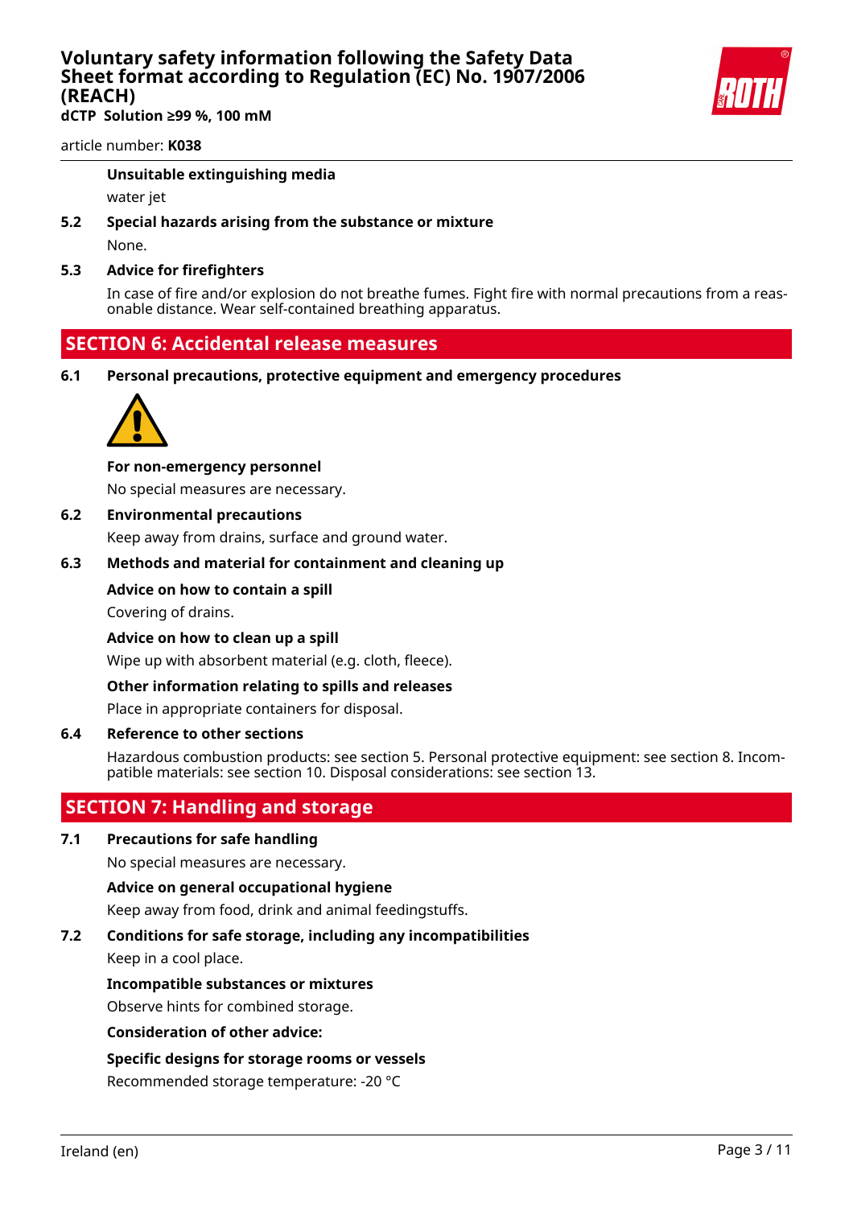**Unsuitable extinguishing media**

water jet

**5.2 Special hazards arising from the substance or mixture**

None.

**5.3 Advice for firefighters**

In case of fire and/or explosion do not breathe fumes. Fight fire with normal precautions from a reasonable distance. Wear self-contained breathing apparatus.

## SECTION 6: Accidental release measures

**6.1 Personal precautions, protective equipment and emergency procedures**

**For non-emergency personnel**

No special measures are necessary.

**6.2 Environmental precautions**

Keep away from drains, surface and ground water.

**6.3 Methods and material for containment and cleaning up**

**Advice on how to contain a spill**

Covering of drains.

**Advice on how to clean up a spill**

Wipe up with absorbent material (e.g. cloth, fleece).

**Other information relating to spills and releases**

Place in appropriate containers for disposal.

**6.4 Reference to other sections**

Hazardous combustion products: see section 5. Personal protective equipment: see section 8. Incompatible materials: see section 10. Disposal considerations: see section 13.

## SECTION 7: Handling and storage

**7.1 Precautions for safe handling**

No special measures are necessary.

**Advice on general occupational hygiene**

Keep away from food, drink and animal feedingstuffs.

**7.2 Conditions for safe storage, including any incompatibilities**

Keep in a cool place.

**Incompatible substances or mixtures**

Observe hints for combined storage.

**Consideration of other advice:**

**Specific designs for storage rooms or vessels**

Recommended storage temperature: -20 °C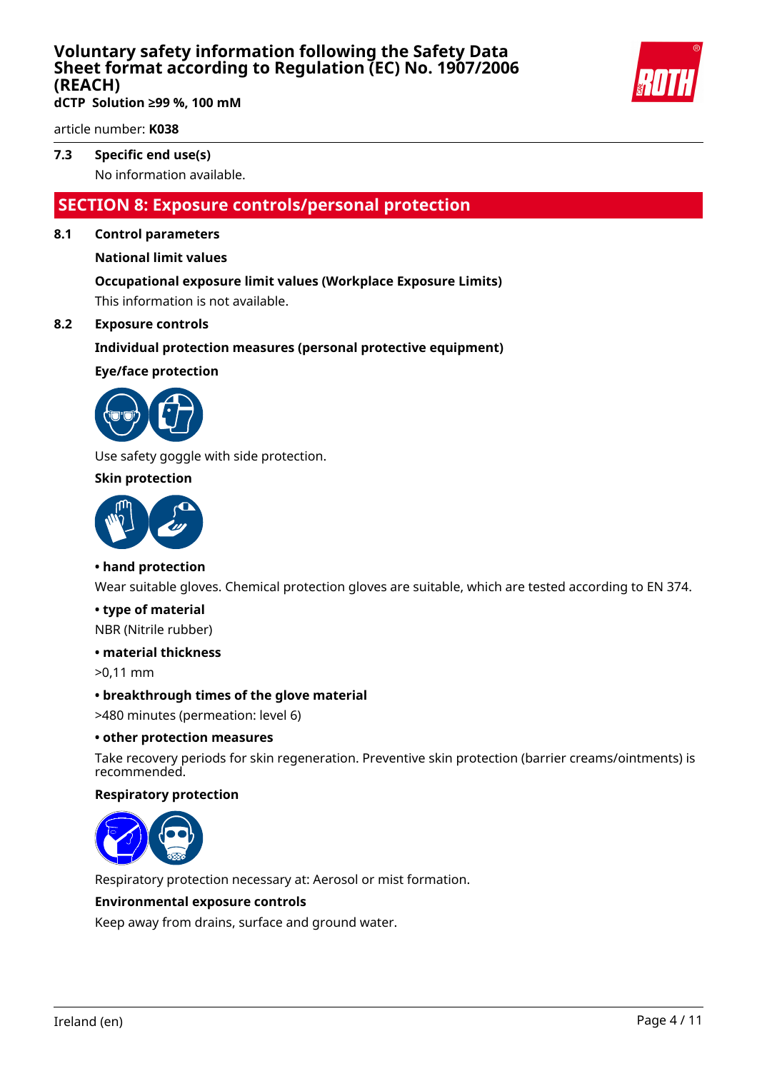### 7.3 Specific end use(s)

No information available.

## SECTION 8: Exposure controls/personal protection

### 8.1 Control parameters

**National limit values**

**Occupational exposure limit values (Workplace Exposure Limits)**

This information is not available.

### 8.2 Exposure controls

**Individual protection measures (personal protective equipment)**

**Eye/face protection**

Use safety goggle with side protection.

**Skin protection**

**• hand protection**

Wear suitable gloves. Chemical protection gloves are suitable, which are tested according to EN 374.

**• type of material**

NBR (Nitrile rubber)

**• material thickness**

>0,11 mm

**• breakthrough times of the glove material**

>480 minutes (permeation: level 6)

**• other protection measures**

Take recovery periods for skin regeneration. Preventive skin protection (barrier creams/ointments) is recommended.

**Respiratory protection**

Respiratory protection necessary at: Aerosol or mist formation.

**Environmental exposure controls**

Keep away from drains, surface and ground water.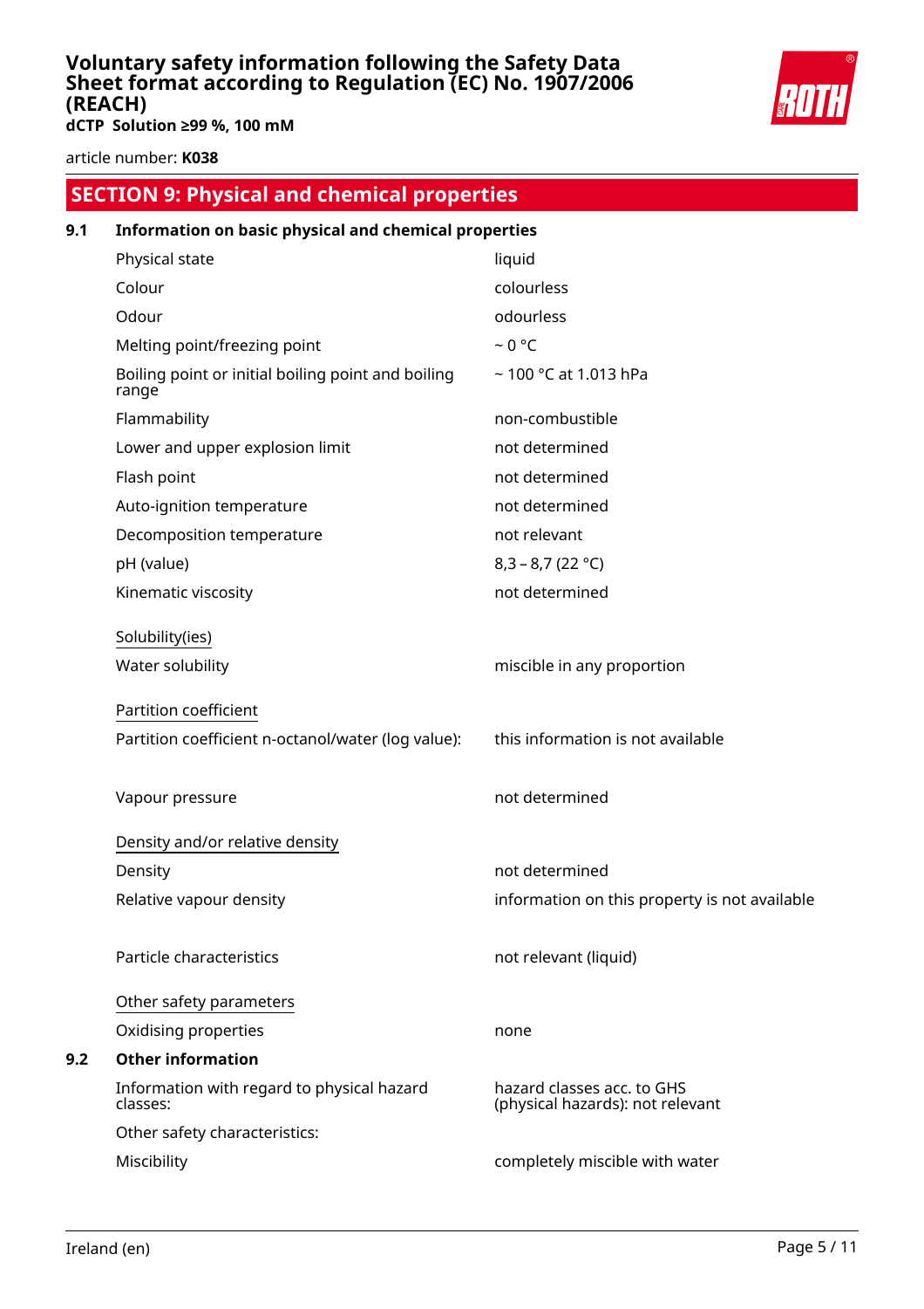## SECTION 9: Physical and chemical properties

### 9.1 Information on basic physical and chemical properties

| | |
|---|---|
| Physical state | liquid |
| Colour | colourless |
| Odour | odourless |
| Melting point/freezing point | ~ 0 °C |
| Boiling point or initial boiling point and boiling range | ~ 100 °C at 1.013 hPa |
| Flammability | non-combustible |
| Lower and upper explosion limit | not determined |
| Flash point | not determined |
| Auto-ignition temperature | not determined |
| Decomposition temperature | not relevant |
| pH (value) | 8,3 – 8,7 (22 °C) |
| Kinematic viscosity | not determined |

Solubility(ies)

| | |
|---|---|
| Water solubility | miscible in any proportion |

Partition coefficient

| | |
|---|---|
| Partition coefficient n-octanol/water (log value): | this information is not available |
| Vapour pressure | not determined |

Density and/or relative density

| | |
|---|---|
| Density | not determined |
| Relative vapour density | information on this property is not available |
| Particle characteristics | not relevant (liquid) |

Other safety parameters

| | |
|---|---|
| Oxidising properties | none |

### 9.2 Other information

| | |
|---|---|
| Information with regard to physical hazard classes: | hazard classes acc. to GHS (physical hazards): not relevant |
| Other safety characteristics: | |
| Miscibility | completely miscible with water |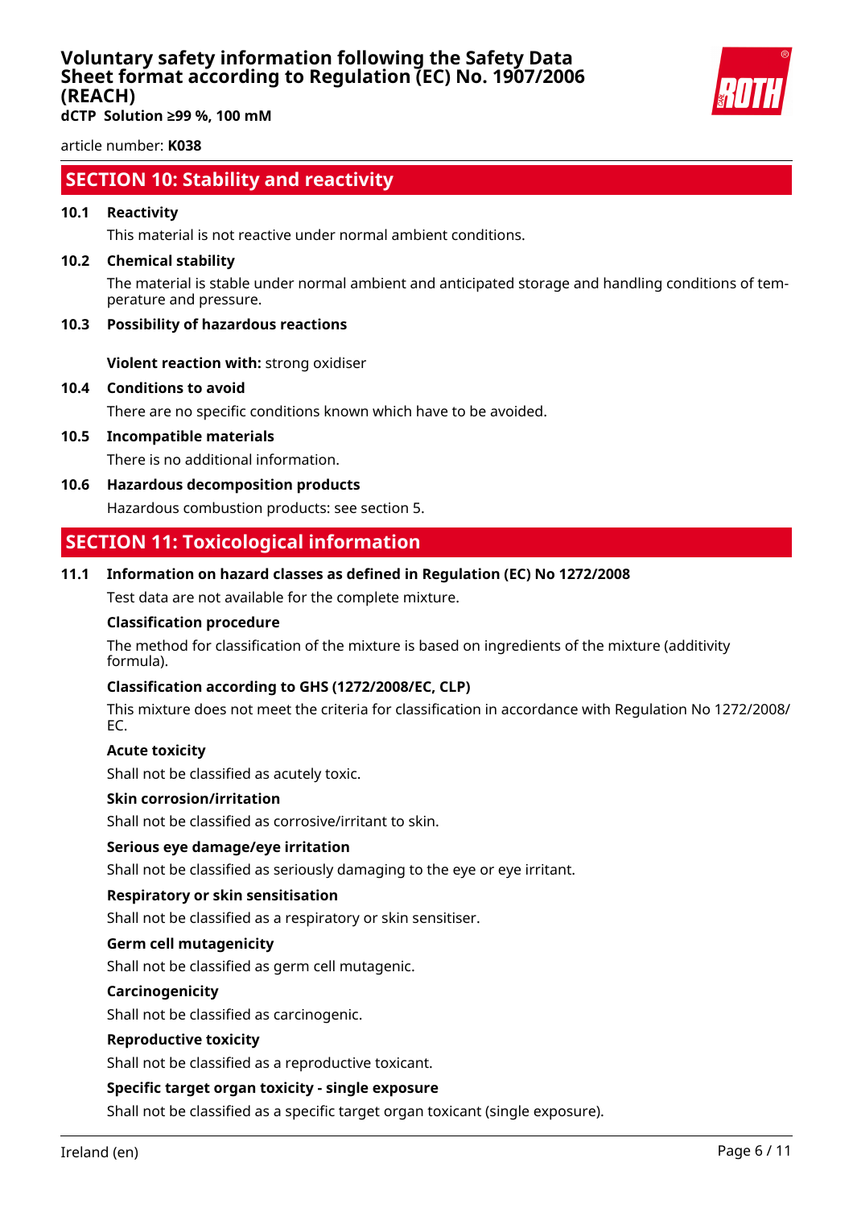## SECTION 10: Stability and reactivity

**10.1 Reactivity**

This material is not reactive under normal ambient conditions.

**10.2 Chemical stability**

The material is stable under normal ambient and anticipated storage and handling conditions of temperature and pressure.

**10.3 Possibility of hazardous reactions**

**Violent reaction with:** strong oxidiser

**10.4 Conditions to avoid**

There are no specific conditions known which have to be avoided.

**10.5 Incompatible materials**

There is no additional information.

**10.6 Hazardous decomposition products**

Hazardous combustion products: see section 5.

## SECTION 11: Toxicological information

**11.1 Information on hazard classes as defined in Regulation (EC) No 1272/2008**

Test data are not available for the complete mixture.

**Classification procedure**

The method for classification of the mixture is based on ingredients of the mixture (additivity formula).

**Classification according to GHS (1272/2008/EC, CLP)**

This mixture does not meet the criteria for classification in accordance with Regulation No 1272/2008/EC.

**Acute toxicity**

Shall not be classified as acutely toxic.

**Skin corrosion/irritation**

Shall not be classified as corrosive/irritant to skin.

**Serious eye damage/eye irritation**

Shall not be classified as seriously damaging to the eye or eye irritant.

**Respiratory or skin sensitisation**

Shall not be classified as a respiratory or skin sensitiser.

**Germ cell mutagenicity**

Shall not be classified as germ cell mutagenic.

**Carcinogenicity**

Shall not be classified as carcinogenic.

**Reproductive toxicity**

Shall not be classified as a reproductive toxicant.

**Specific target organ toxicity - single exposure**

Shall not be classified as a specific target organ toxicant (single exposure).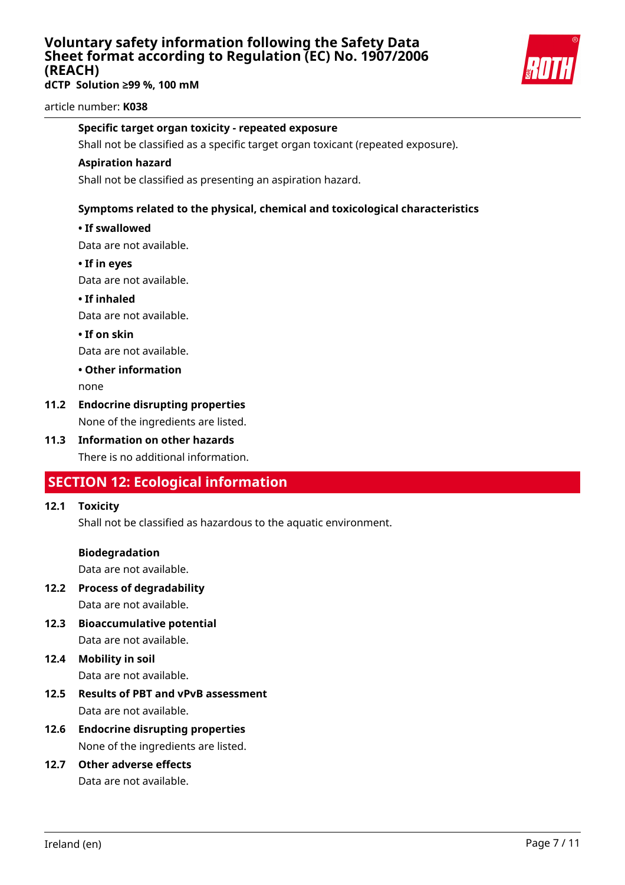**Specific target organ toxicity - repeated exposure**

Shall not be classified as a specific target organ toxicant (repeated exposure).

**Aspiration hazard**

Shall not be classified as presenting an aspiration hazard.

**Symptoms related to the physical, chemical and toxicological characteristics**

**• If swallowed**

Data are not available.

**• If in eyes**

Data are not available.

**• If inhaled**

Data are not available.

**• If on skin**

Data are not available.

**• Other information**

none

**11.2 Endocrine disrupting properties**

None of the ingredients are listed.

**11.3 Information on other hazards**

There is no additional information.

## SECTION 12: Ecological information

**12.1 Toxicity**

Shall not be classified as hazardous to the aquatic environment.

**Biodegradation**

Data are not available.

**12.2 Process of degradability**

Data are not available.

**12.3 Bioaccumulative potential**

Data are not available.

**12.4 Mobility in soil**

Data are not available.

**12.5 Results of PBT and vPvB assessment**

Data are not available.

**12.6 Endocrine disrupting properties**

None of the ingredients are listed.

**12.7 Other adverse effects**

Data are not available.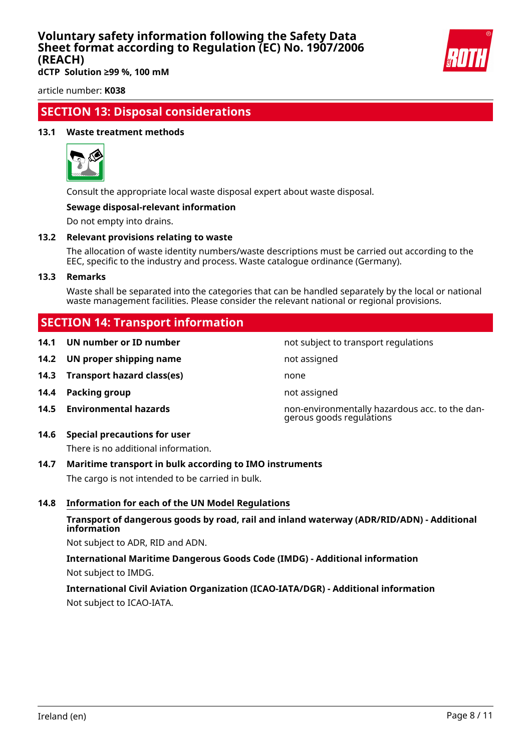## SECTION 13: Disposal considerations

### 13.1 Waste treatment methods

Consult the appropriate local waste disposal expert about waste disposal.

**Sewage disposal-relevant information**

Do not empty into drains.

### 13.2 Relevant provisions relating to waste

The allocation of waste identity numbers/waste descriptions must be carried out according to the EEC, specific to the industry and process. Waste catalogue ordinance (Germany).

### 13.3 Remarks

Waste shall be separated into the categories that can be handled separately by the local or national waste management facilities. Please consider the relevant national or regional provisions.

## SECTION 14: Transport information

| | | |
|---|---|---|
| **14.1** | **UN number or ID number** | not subject to transport regulations |
| **14.2** | **UN proper shipping name** | not assigned |
| **14.3** | **Transport hazard class(es)** | none |
| **14.4** | **Packing group** | not assigned |
| **14.5** | **Environmental hazards** | non-environmentally hazardous acc. to the dangerous goods regulations |

### 14.6 Special precautions for user

There is no additional information.

### 14.7 Maritime transport in bulk according to IMO instruments

The cargo is not intended to be carried in bulk.

### 14.8 Information for each of the UN Model Regulations

**Transport of dangerous goods by road, rail and inland waterway (ADR/RID/ADN) - Additional information**

Not subject to ADR, RID and ADN.

**International Maritime Dangerous Goods Code (IMDG) - Additional information**

Not subject to IMDG.

**International Civil Aviation Organization (ICAO-IATA/DGR) - Additional information**

Not subject to ICAO-IATA.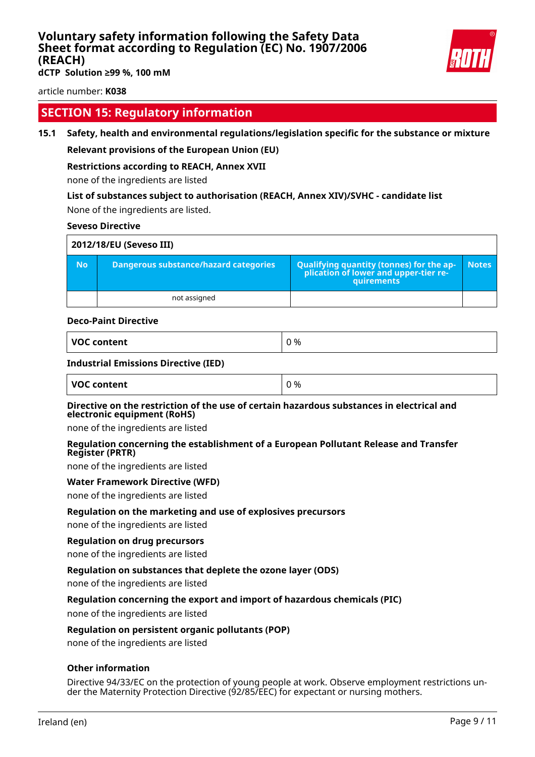## SECTION 15: Regulatory information

### 15.1 Safety, health and environmental regulations/legislation specific for the substance or mixture

**Relevant provisions of the European Union (EU)**

**Restrictions according to REACH, Annex XVII**

none of the ingredients are listed

**List of substances subject to authorisation (REACH, Annex XIV)/SVHC - candidate list**

None of the ingredients are listed.

**Seveso Directive**

| 2012/18/EU (Seveso III) | | | |
|---|---|---|---|
| **No** | **Dangerous substance/hazard categories** | **Qualifying quantity (tonnes) for the application of lower and upper-tier requirements** | **Notes** |
| | not assigned | | |

**Deco-Paint Directive**

| VOC content | 0 % |
|---|---|

**Industrial Emissions Directive (IED)**

| VOC content | 0 % |
|---|---|

**Directive on the restriction of the use of certain hazardous substances in electrical and electronic equipment (RoHS)**

none of the ingredients are listed

**Regulation concerning the establishment of a European Pollutant Release and Transfer Register (PRTR)**

none of the ingredients are listed

**Water Framework Directive (WFD)**

none of the ingredients are listed

**Regulation on the marketing and use of explosives precursors**

none of the ingredients are listed

**Regulation on drug precursors**

none of the ingredients are listed

**Regulation on substances that deplete the ozone layer (ODS)**

none of the ingredients are listed

**Regulation concerning the export and import of hazardous chemicals (PIC)**

none of the ingredients are listed

**Regulation on persistent organic pollutants (POP)**

none of the ingredients are listed

**Other information**

Directive 94/33/EC on the protection of young people at work. Observe employment restrictions under the Maternity Protection Directive (92/85/EEC) for expectant or nursing mothers.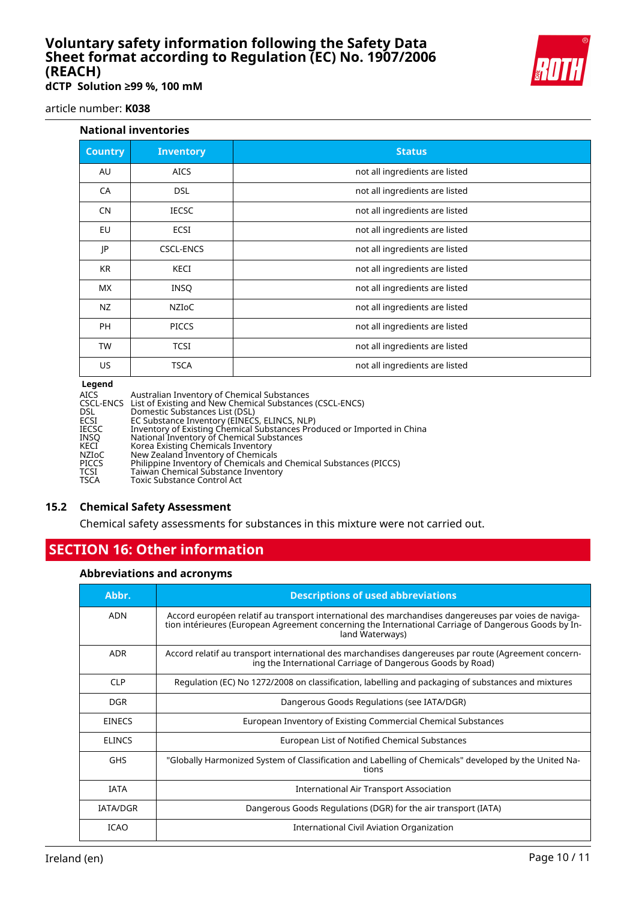#### National inventories

| Country | Inventory | Status |
|---|---|---|
| AU | AICS | not all ingredients are listed |
| CA | DSL | not all ingredients are listed |
| CN | IECSC | not all ingredients are listed |
| EU | ECSI | not all ingredients are listed |
| JP | CSCL-ENCS | not all ingredients are listed |
| KR | KECI | not all ingredients are listed |
| MX | INSQ | not all ingredients are listed |
| NZ | NZIoC | not all ingredients are listed |
| PH | PICCS | not all ingredients are listed |
| TW | TCSI | not all ingredients are listed |
| US | TSCA | not all ingredients are listed |

**Legend**

AICS Australian Inventory of Chemical Substances
CSCL-ENCS List of Existing and New Chemical Substances (CSCL-ENCS)
DSL Domestic Substances List (DSL)
ECSI EC Substance Inventory (EINECS, ELINCS, NLP)
IECSC Inventory of Existing Chemical Substances Produced or Imported in China
INSQ National Inventory of Chemical Substances
KECI Korea Existing Chemicals Inventory
NZIoC New Zealand Inventory of Chemicals
PICCS Philippine Inventory of Chemicals and Chemical Substances (PICCS)
TCSI Taiwan Chemical Substance Inventory
TSCA Toxic Substance Control Act

### 15.2 Chemical Safety Assessment

Chemical safety assessments for substances in this mixture were not carried out.

## SECTION 16: Other information

#### Abbreviations and acronyms

| Abbr. | Descriptions of used abbreviations |
|---|---|
| ADN | Accord européen relatif au transport international des marchandises dangereuses par voies de navigation intérieures (European Agreement concerning the International Carriage of Dangerous Goods by Inland Waterways) |
| ADR | Accord relatif au transport international des marchandises dangereuses par route (Agreement concerning the International Carriage of Dangerous Goods by Road) |
| CLP | Regulation (EC) No 1272/2008 on classification, labelling and packaging of substances and mixtures |
| DGR | Dangerous Goods Regulations (see IATA/DGR) |
| EINECS | European Inventory of Existing Commercial Chemical Substances |
| ELINCS | European List of Notified Chemical Substances |
| GHS | "Globally Harmonized System of Classification and Labelling of Chemicals" developed by the United Nations |
| IATA | International Air Transport Association |
| IATA/DGR | Dangerous Goods Regulations (DGR) for the air transport (IATA) |
| ICAO | International Civil Aviation Organization |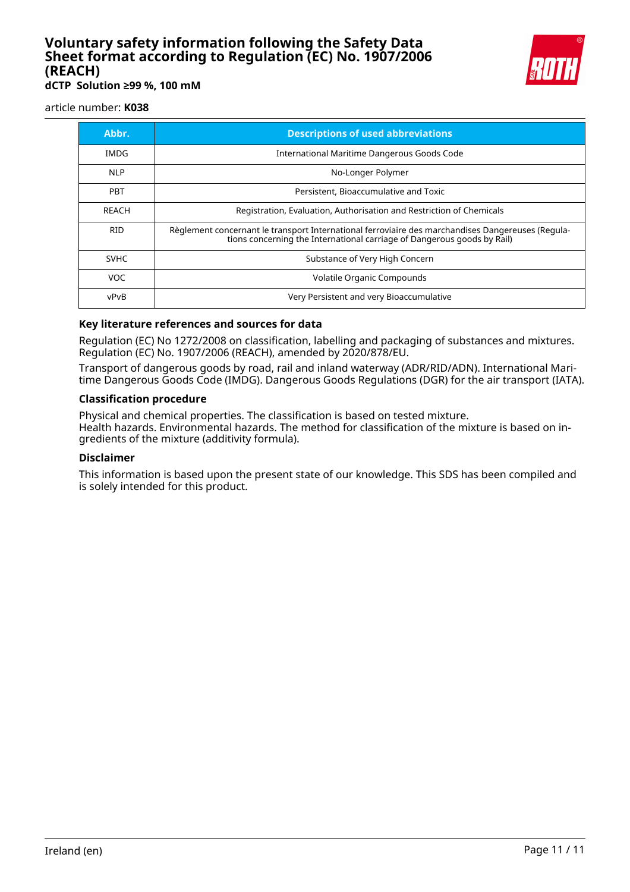| Abbr. | Descriptions of used abbreviations |
|---|---|
| IMDG | International Maritime Dangerous Goods Code |
| NLP | No-Longer Polymer |
| PBT | Persistent, Bioaccumulative and Toxic |
| REACH | Registration, Evaluation, Authorisation and Restriction of Chemicals |
| RID | Règlement concernant le transport International ferroviaire des marchandises Dangereuses (Regulations concerning the International carriage of Dangerous goods by Rail) |
| SVHC | Substance of Very High Concern |
| VOC | Volatile Organic Compounds |
| vPvB | Very Persistent and very Bioaccumulative |

### Key literature references and sources for data

Regulation (EC) No 1272/2008 on classification, labelling and packaging of substances and mixtures. Regulation (EC) No. 1907/2006 (REACH), amended by 2020/878/EU.

Transport of dangerous goods by road, rail and inland waterway (ADR/RID/ADN). International Maritime Dangerous Goods Code (IMDG). Dangerous Goods Regulations (DGR) for the air transport (IATA).

### Classification procedure

Physical and chemical properties. The classification is based on tested mixture.
Health hazards. Environmental hazards. The method for classification of the mixture is based on ingredients of the mixture (additivity formula).

### Disclaimer

This information is based upon the present state of our knowledge. This SDS has been compiled and is solely intended for this product.